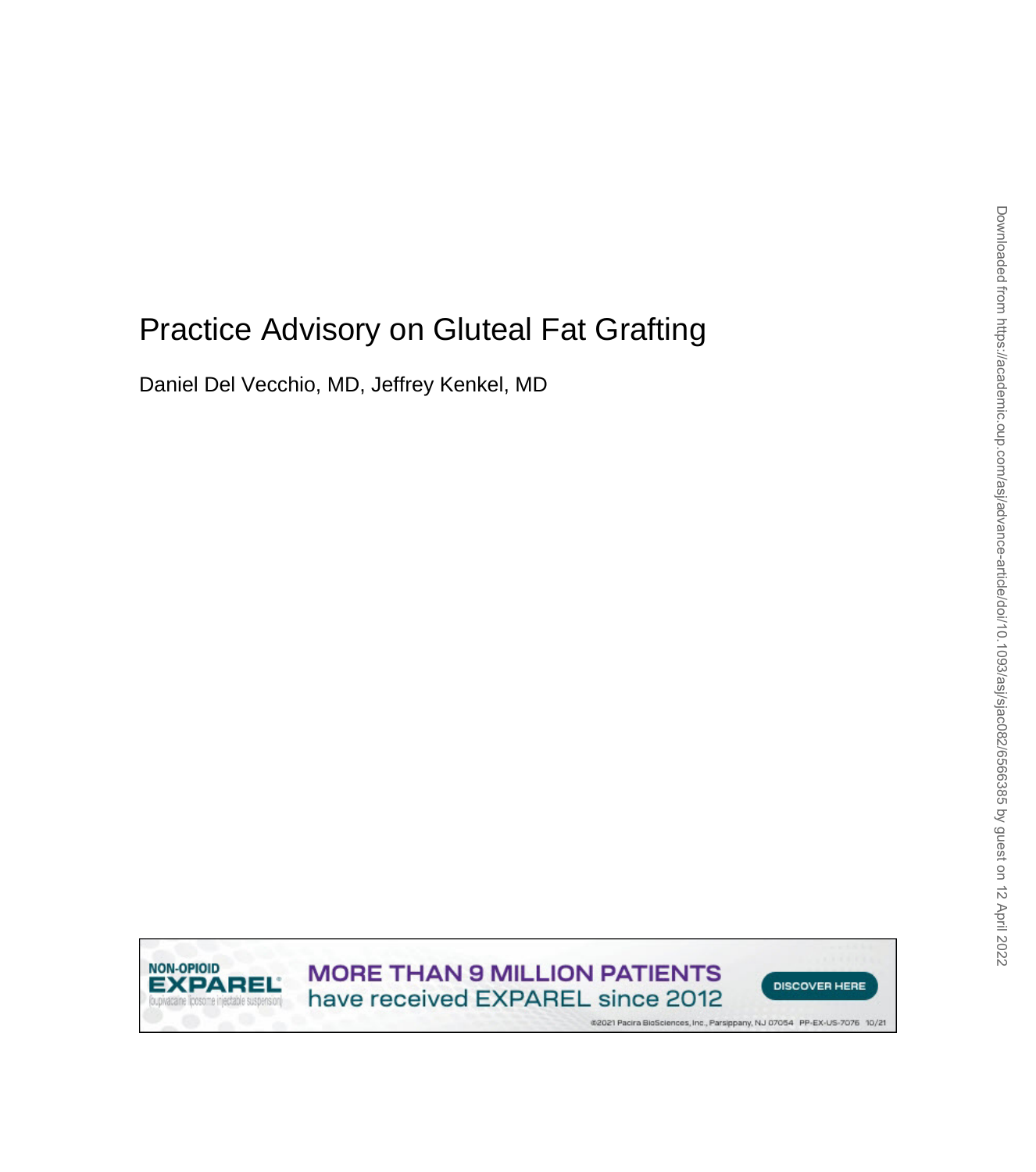# Practice Advisory on Gluteal Fat Grafting

Daniel Del Vecchio, MD, Jeffrey Kenkel, MD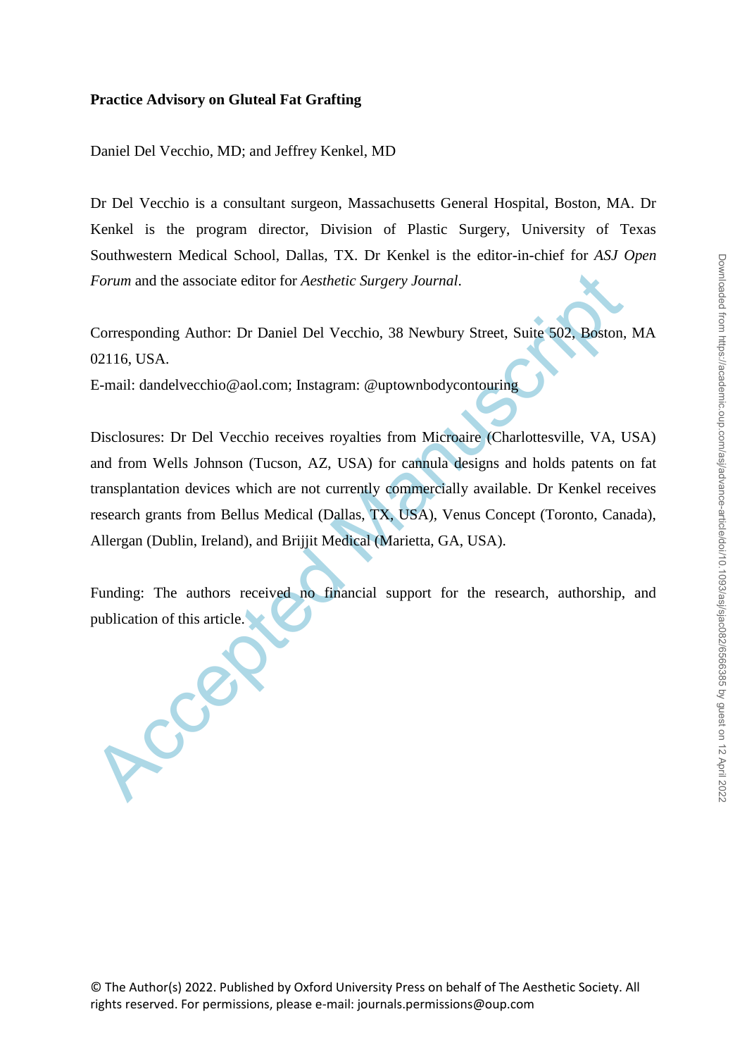**Practice Advisory on Gluteal Fat Grafting**

Daniel Del Vecchio, MD; and Jeffrey Kenkel, MD

Dr Del Vecchio is a consultant surgeon, Massachusetts General Hospital, Boston, MA. Dr Kenkel is the program director, Division of Plastic Surgery, University of Texas Southwestern Medical School, Dallas, TX. Dr Kenkel is the editor-in-chief for *ASJ Open Forum* and the associate editor for *Aesthetic Surgery Journal*.

Corresponding Author: Dr Daniel Del Vecchio, 38 Newbury Street, Suite 502, Boston, MA 02116, USA.

E-mail: dandelvecchio@aol.com; Instagram: @uptownbodycontouring

Disclosures: Dr Del Vecchio receives royalties from Microaire (Charlottesville, VA, USA) and from Wells Johnson (Tucson, AZ, USA) for cannula designs and holds patents on fat transplantation devices which are not currently commercially available. Dr Kenkel receives research grants from Bellus Medical (Dallas, TX, USA), Venus Concept (Toronto, Canada), Allergan (Dublin, Ireland), and Brijjit Medical (Marietta, GA, USA).

Funding: The authors received no financial support for the research, authorship, and publication of this article.

© The Author(s) 2022. Published by Oxford University Press on behalf of The Aesthetic Society. All rights reserved. For permissions, please e-mail: journals.permissions@oup.com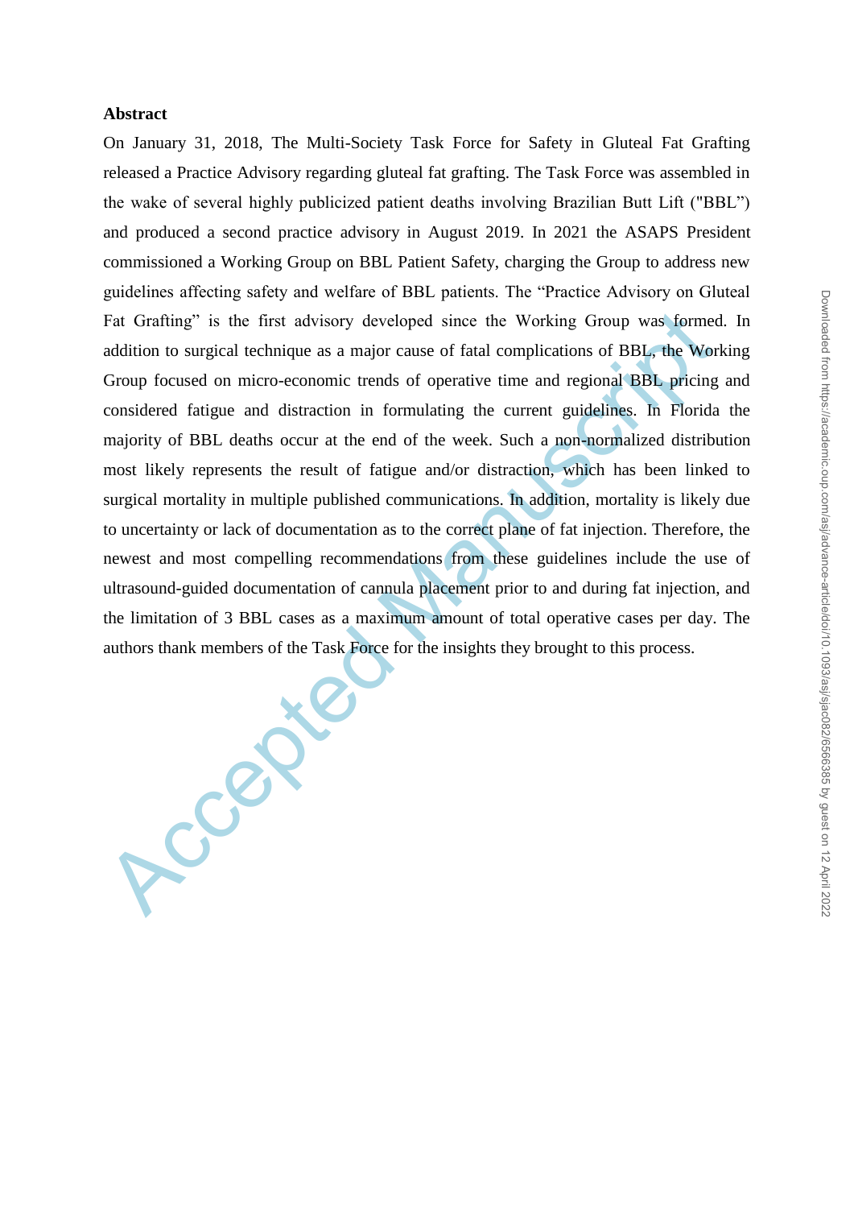**Abstract**

On January 31, 2018, The Multi-Society Task Force for Safety in Gluteal Fat Grafting released a Practice Advisory regarding gluteal fat grafting. The Task Force was assembled in the wake of several highly publicized patient deaths involving Brazilian Butt Lift ("BBL") and produced a second practice advisory in August 2019. In 2021 the ASAPS President commissioned a Working Group on BBL Patient Safety, charging the Group to address new guidelines affecting safety and welfare of BBL patients. The "Practice Advisory on Gluteal Fat Grafting" is the first advisory developed since the Working Group was formed. In addition to surgical technique as a major cause of fatal complications of BBL, the Working Group focused on micro-economic trends of operative time and regional BBL pricing and considered fatigue and distraction in formulating the current guidelines. In Florida the majority of BBL deaths occur at the end of the week. Such a non-normalized distribution most likely represents the result of fatigue and/or distraction, which has been linked to surgical mortality in multiple published communications. In addition, mortality is likely due to uncertainty or lack of documentation as to the correct plane of fat injection. Therefore, the newest and most compelling recommendations from these guidelines include the use of ultrasound-guided documentation of cannula placement prior to and during fat injection, and the limitation of 3 BBL cases as a maximum amount of total operative cases per day. The authors thank members of the Task Force for the insights they brought to this process.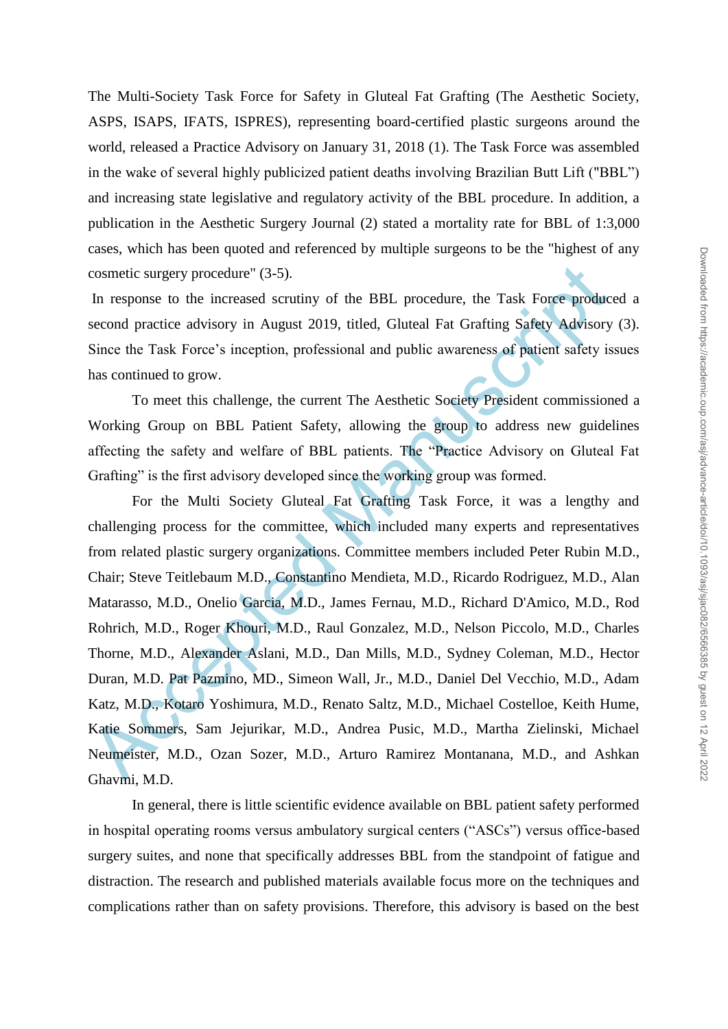The Multi-Society Task Force for Safety in Gluteal Fat Grafting (The Aesthetic Society, ASPS, ISAPS, IFATS, ISPRES), representing board-certified plastic surgeons around the world, released a Practice Advisory on January 31, 2018 (1). The Task Force was assembled in the wake of several highly publicized patient deaths involving Brazilian Butt Lift ("BBL") and increasing state legislative and regulatory activity of the BBL procedure. In addition, a publication in the Aesthetic Surgery Journal (2) stated a mortality rate for BBL of 1:3,000 cases, which has been quoted and referenced by multiple surgeons to be the "highest of any cosmetic surgery procedure" (3-5).

In response to the increased scrutiny of the BBL procedure, the Task Force produced a second practice advisory in August 2019, titled, Gluteal Fat Grafting Safety Advisory (3). Since the Task Force's inception, professional and public awareness of patient safety issues has continued to grow.

To meet this challenge, the current The Aesthetic Society President commissioned a Working Group on BBL Patient Safety, allowing the group to address new guidelines affecting the safety and welfare of BBL patients. The "Practice Advisory on Gluteal Fat Grafting" is the first advisory developed since the working group was formed.

For the Multi Society Gluteal Fat Grafting Task Force, it was a lengthy and challenging process for the committee, which included many experts and representatives from related plastic surgery organizations. Committee members included Peter Rubin M.D., Chair; Steve Teitlebaum M.D., Constantino Mendieta, M.D., Ricardo Rodriguez, M.D., Alan Matarasso, M.D., Onelio Garcia, M.D., James Fernau, M.D., Richard D'Amico, M.D., Rod Rohrich, M.D., Roger Khouri, M.D., Raul Gonzalez, M.D., Nelson Piccolo, M.D., Charles Thorne, M.D., Alexander Aslani, M.D., Dan Mills, M.D., Sydney Coleman, M.D., Hector Duran, M.D. Pat Pazmino, MD., Simeon Wall, Jr., M.D., Daniel Del Vecchio, M.D., Adam Katz, M.D., Kotaro Yoshimura, M.D., Renato Saltz, M.D., Michael Costelloe, Keith Hume, Katie Sommers, Sam Jejurikar, M.D., Andrea Pusic, M.D., Martha Zielinski, Michael Neumeister, M.D., Ozan Sozer, M.D., Arturo Ramirez Montanana, M.D., and Ashkan Ghavmi, M.D.

In general, there is little scientific evidence available on BBL patient safety performed in hospital operating rooms versus ambulatory surgical centers ("ASCs") versus office-based surgery suites, and none that specifically addresses BBL from the standpoint of fatigue and distraction. The research and published materials available focus more on the techniques and complications rather than on safety provisions. Therefore, this advisory is based on the best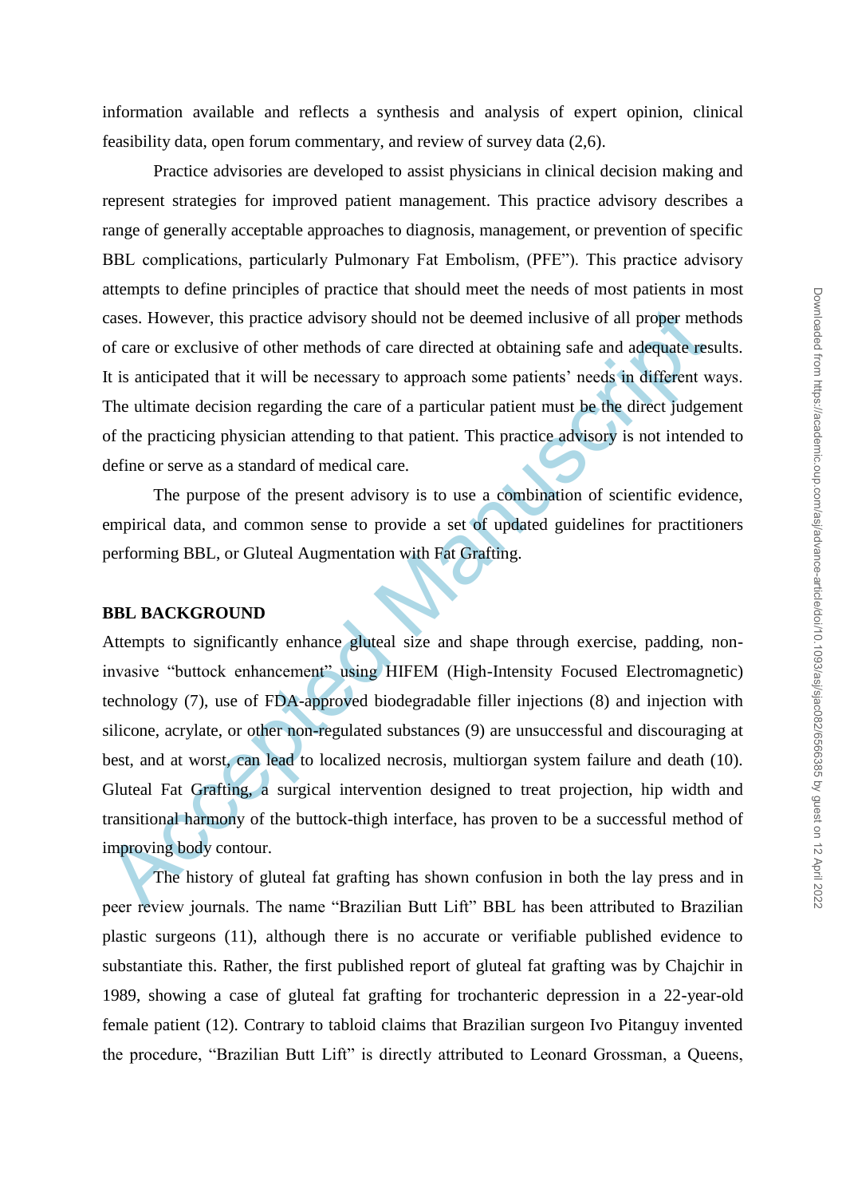information available and reflects a synthesis and analysis of expert opinion, clinical feasibility data, open forum commentary, and review of survey data (2,6).

Practice advisories are developed to assist physicians in clinical decision making and represent strategies for improved patient management. This practice advisory describes a range of generally acceptable approaches to diagnosis, management, or prevention of specific BBL complications, particularly Pulmonary Fat Embolism, (PFE"). This practice advisory attempts to define principles of practice that should meet the needs of most patients in most cases. However, this practice advisory should not be deemed inclusive of all proper methods of care or exclusive of other methods of care directed at obtaining safe and adequate results. It is anticipated that it will be necessary to approach some patients' needs in different ways. The ultimate decision regarding the care of a particular patient must be the direct judgement of the practicing physician attending to that patient. This practice advisory is not intended to define or serve as a standard of medical care.

The purpose of the present advisory is to use a combination of scientific evidence, empirical data, and common sense to provide a set of updated guidelines for practitioners performing BBL, or Gluteal Augmentation with Fat Grafting.

## BBL BACKGROUND

Attempts to significantly enhance gluteal size and shape through exercise, padding, non-invasive "buttock enhancement" using HIFEM (High-Intensity Focused Electromagnetic) technology (7), use of FDA-approved biodegradable filler injections (8) and injection with silicone, acrylate, or other non-regulated substances (9) are unsuccessful and discouraging at best, and at worst, can lead to localized necrosis, multiorgan system failure and death (10). Gluteal Fat Grafting, a surgical intervention designed to treat projection, hip width and transitional harmony of the buttock-thigh interface, has proven to be a successful method of improving body contour.

The history of gluteal fat grafting has shown confusion in both the lay press and in peer review journals. The name "Brazilian Butt Lift" BBL has been attributed to Brazilian plastic surgeons (11), although there is no accurate or verifiable published evidence to substantiate this. Rather, the first published report of gluteal fat grafting was by Chajchir in 1989, showing a case of gluteal fat grafting for trochanteric depression in a 22-year-old female patient (12). Contrary to tabloid claims that Brazilian surgeon Ivo Pitanguy invented the procedure, "Brazilian Butt Lift" is directly attributed to Leonard Grossman, a Queens,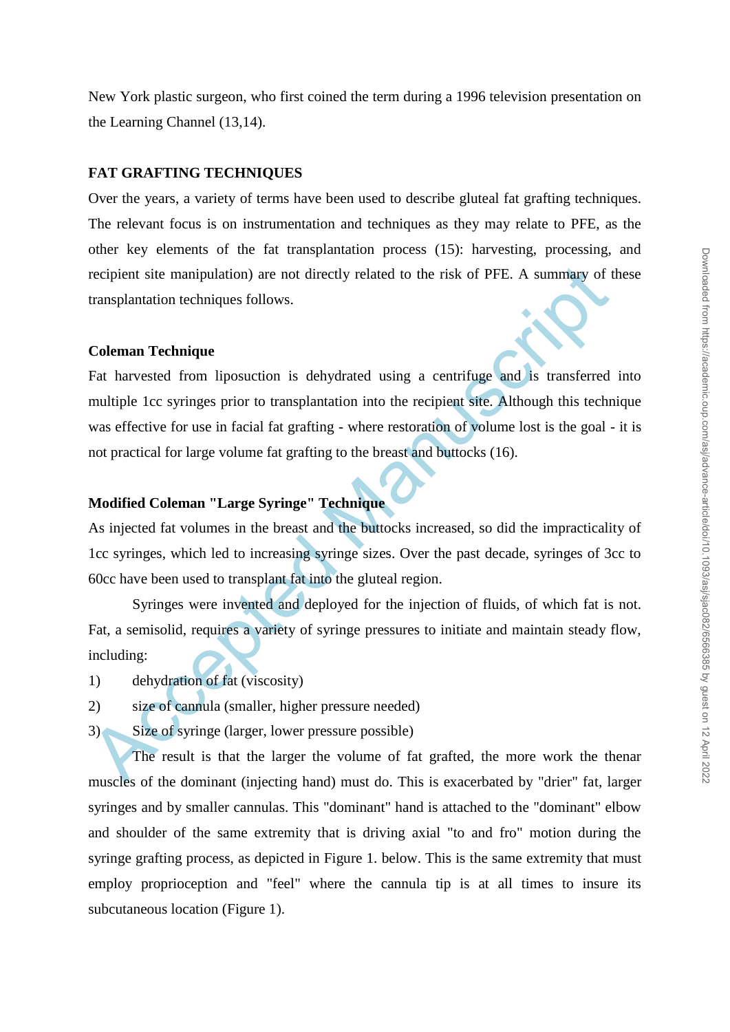New York plastic surgeon, who first coined the term during a 1996 television presentation on the Learning Channel (13,14).

## FAT GRAFTING TECHNIQUES

Over the years, a variety of terms have been used to describe gluteal fat grafting techniques. The relevant focus is on instrumentation and techniques as they may relate to PFE, as the other key elements of the fat transplantation process (15): harvesting, processing, and recipient site manipulation) are not directly related to the risk of PFE. A summary of these transplantation techniques follows.

### Coleman Technique

Fat harvested from liposuction is dehydrated using a centrifuge and is transferred into multiple 1cc syringes prior to transplantation into the recipient site. Although this technique was effective for use in facial fat grafting - where restoration of volume lost is the goal - it is not practical for large volume fat grafting to the breast and buttocks (16).

### Modified Coleman "Large Syringe" Technique

As injected fat volumes in the breast and the buttocks increased, so did the impracticality of 1cc syringes, which led to increasing syringe sizes. Over the past decade, syringes of 3cc to 60cc have been used to transplant fat into the gluteal region.

Syringes were invented and deployed for the injection of fluids, of which fat is not. Fat, a semisolid, requires a variety of syringe pressures to initiate and maintain steady flow, including:

1) dehydration of fat (viscosity)
2) size of cannula (smaller, higher pressure needed)
3) Size of syringe (larger, lower pressure possible)

The result is that the larger the volume of fat grafted, the more work the thenar muscles of the dominant (injecting hand) must do. This is exacerbated by "drier" fat, larger syringes and by smaller cannulas. This "dominant" hand is attached to the "dominant" elbow and shoulder of the same extremity that is driving axial "to and fro" motion during the syringe grafting process, as depicted in Figure 1. below. This is the same extremity that must employ proprioception and "feel" where the cannula tip is at all times to insure its subcutaneous location (Figure 1).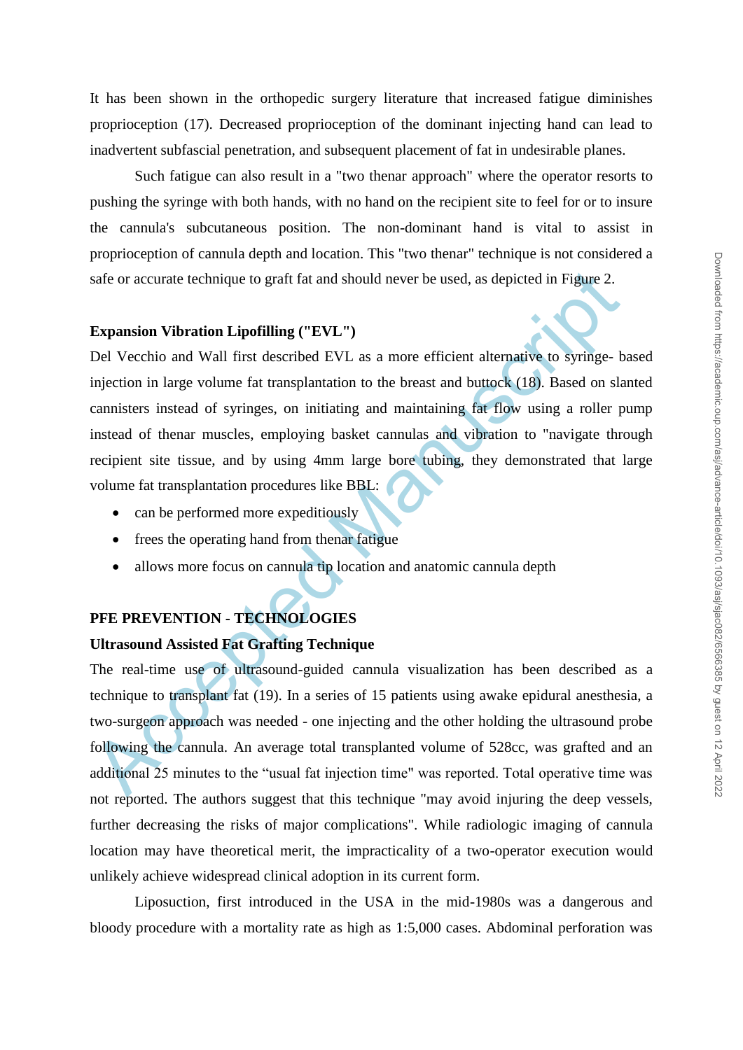It has been shown in the orthopedic surgery literature that increased fatigue diminishes proprioception (17). Decreased proprioception of the dominant injecting hand can lead to inadvertent subfascial penetration, and subsequent placement of fat in undesirable planes.

Such fatigue can also result in a "two thenar approach" where the operator resorts to pushing the syringe with both hands, with no hand on the recipient site to feel for or to insure the cannula's subcutaneous position. The non-dominant hand is vital to assist in proprioception of cannula depth and location. This "two thenar" technique is not considered a safe or accurate technique to graft fat and should never be used, as depicted in Figure 2.

**Expansion Vibration Lipofilling ("EVL")**

Del Vecchio and Wall first described EVL as a more efficient alternative to syringe- based injection in large volume fat transplantation to the breast and buttock (18). Based on slanted cannisters instead of syringes, on initiating and maintaining fat flow using a roller pump instead of thenar muscles, employing basket cannulas and vibration to "navigate through recipient site tissue, and by using 4mm large bore tubing, they demonstrated that large volume fat transplantation procedures like BBL:

- can be performed more expeditiously
- frees the operating hand from thenar fatigue
- allows more focus on cannula tip location and anatomic cannula depth

**PFE PREVENTION - TECHNOLOGIES**

**Ultrasound Assisted Fat Grafting Technique**

The real-time use of ultrasound-guided cannula visualization has been described as a technique to transplant fat (19). In a series of 15 patients using awake epidural anesthesia, a two-surgeon approach was needed - one injecting and the other holding the ultrasound probe following the cannula. An average total transplanted volume of 528cc, was grafted and an additional 25 minutes to the “usual fat injection time" was reported. Total operative time was not reported. The authors suggest that this technique "may avoid injuring the deep vessels, further decreasing the risks of major complications". While radiologic imaging of cannula location may have theoretical merit, the impracticality of a two-operator execution would unlikely achieve widespread clinical adoption in its current form.

Liposuction, first introduced in the USA in the mid-1980s was a dangerous and bloody procedure with a mortality rate as high as 1:5,000 cases. Abdominal perforation was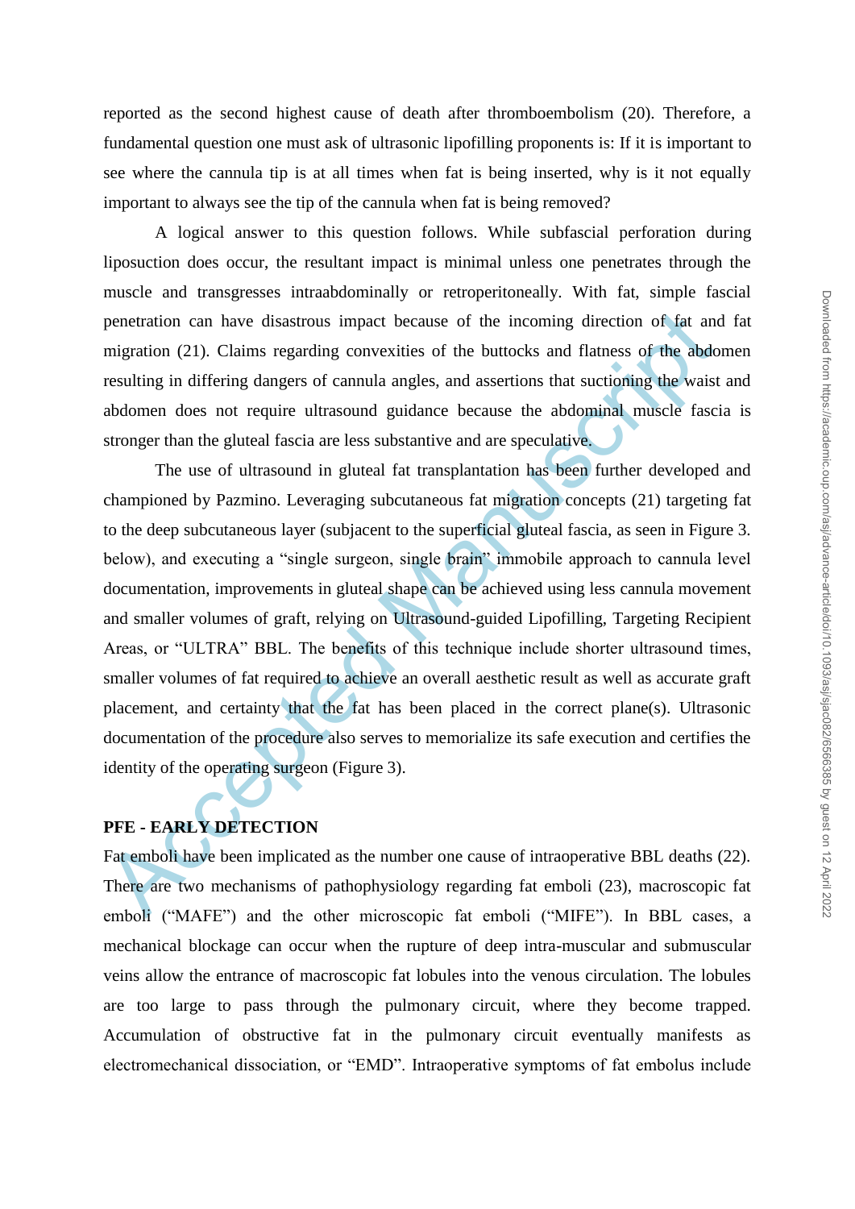reported as the second highest cause of death after thromboembolism (20). Therefore, a fundamental question one must ask of ultrasonic lipofilling proponents is: If it is important to see where the cannula tip is at all times when fat is being inserted, why is it not equally important to always see the tip of the cannula when fat is being removed?

A logical answer to this question follows. While subfascial perforation during liposuction does occur, the resultant impact is minimal unless one penetrates through the muscle and transgresses intraabdominally or retroperitoneally. With fat, simple fascial penetration can have disastrous impact because of the incoming direction of fat and fat migration (21). Claims regarding convexities of the buttocks and flatness of the abdomen resulting in differing dangers of cannula angles, and assertions that suctioning the waist and abdomen does not require ultrasound guidance because the abdominal muscle fascia is stronger than the gluteal fascia are less substantive and are speculative.

The use of ultrasound in gluteal fat transplantation has been further developed and championed by Pazmino. Leveraging subcutaneous fat migration concepts (21) targeting fat to the deep subcutaneous layer (subjacent to the superficial gluteal fascia, as seen in Figure 3. below), and executing a "single surgeon, single brain" immobile approach to cannula level documentation, improvements in gluteal shape can be achieved using less cannula movement and smaller volumes of graft, relying on Ultrasound-guided Lipofilling, Targeting Recipient Areas, or "ULTRA" BBL. The benefits of this technique include shorter ultrasound times, smaller volumes of fat required to achieve an overall aesthetic result as well as accurate graft placement, and certainty that the fat has been placed in the correct plane(s). Ultrasonic documentation of the procedure also serves to memorialize its safe execution and certifies the identity of the operating surgeon (Figure 3).

**PFE - EARLY DETECTION**

Fat emboli have been implicated as the number one cause of intraoperative BBL deaths (22). There are two mechanisms of pathophysiology regarding fat emboli (23), macroscopic fat emboli ("MAFE") and the other microscopic fat emboli ("MIFE"). In BBL cases, a mechanical blockage can occur when the rupture of deep intra-muscular and submuscular veins allow the entrance of macroscopic fat lobules into the venous circulation. The lobules are too large to pass through the pulmonary circuit, where they become trapped. Accumulation of obstructive fat in the pulmonary circuit eventually manifests as electromechanical dissociation, or "EMD". Intraoperative symptoms of fat embolus include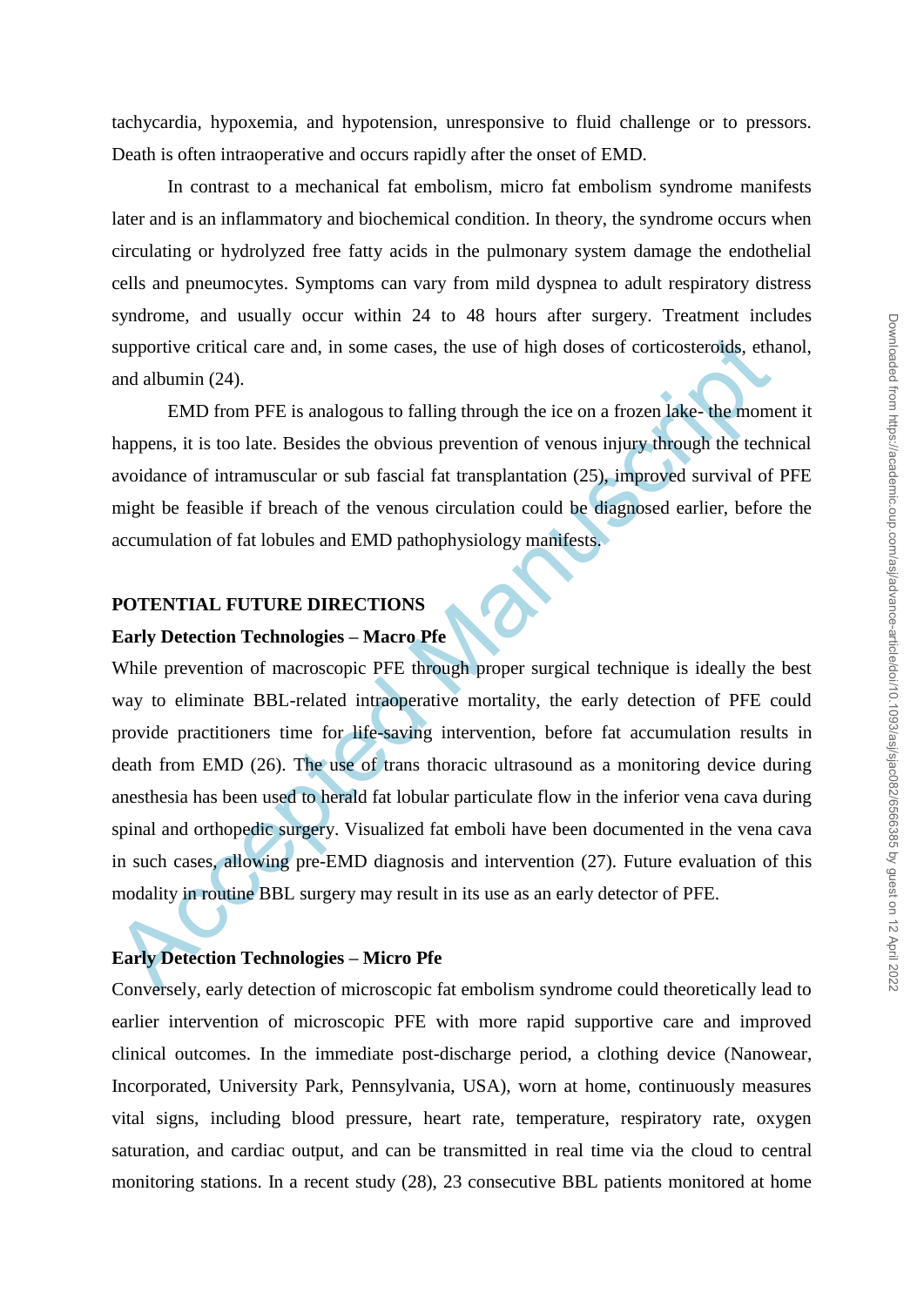tachycardia, hypoxemia, and hypotension, unresponsive to fluid challenge or to pressors. Death is often intraoperative and occurs rapidly after the onset of EMD.

In contrast to a mechanical fat embolism, micro fat embolism syndrome manifests later and is an inflammatory and biochemical condition. In theory, the syndrome occurs when circulating or hydrolyzed free fatty acids in the pulmonary system damage the endothelial cells and pneumocytes. Symptoms can vary from mild dyspnea to adult respiratory distress syndrome, and usually occur within 24 to 48 hours after surgery. Treatment includes supportive critical care and, in some cases, the use of high doses of corticosteroids, ethanol, and albumin (24).

EMD from PFE is analogous to falling through the ice on a frozen lake- the moment it happens, it is too late. Besides the obvious prevention of venous injury through the technical avoidance of intramuscular or sub fascial fat transplantation (25), improved survival of PFE might be feasible if breach of the venous circulation could be diagnosed earlier, before the accumulation of fat lobules and EMD pathophysiology manifests.

## POTENTIAL FUTURE DIRECTIONS

### Early Detection Technologies – Macro Pfe

While prevention of macroscopic PFE through proper surgical technique is ideally the best way to eliminate BBL-related intraoperative mortality, the early detection of PFE could provide practitioners time for life-saving intervention, before fat accumulation results in death from EMD (26). The use of trans thoracic ultrasound as a monitoring device during anesthesia has been used to herald fat lobular particulate flow in the inferior vena cava during spinal and orthopedic surgery. Visualized fat emboli have been documented in the vena cava in such cases, allowing pre-EMD diagnosis and intervention (27). Future evaluation of this modality in routine BBL surgery may result in its use as an early detector of PFE.

### Early Detection Technologies – Micro Pfe

Conversely, early detection of microscopic fat embolism syndrome could theoretically lead to earlier intervention of microscopic PFE with more rapid supportive care and improved clinical outcomes. In the immediate post-discharge period, a clothing device (Nanowear, Incorporated, University Park, Pennsylvania, USA), worn at home, continuously measures vital signs, including blood pressure, heart rate, temperature, respiratory rate, oxygen saturation, and cardiac output, and can be transmitted in real time via the cloud to central monitoring stations. In a recent study (28), 23 consecutive BBL patients monitored at home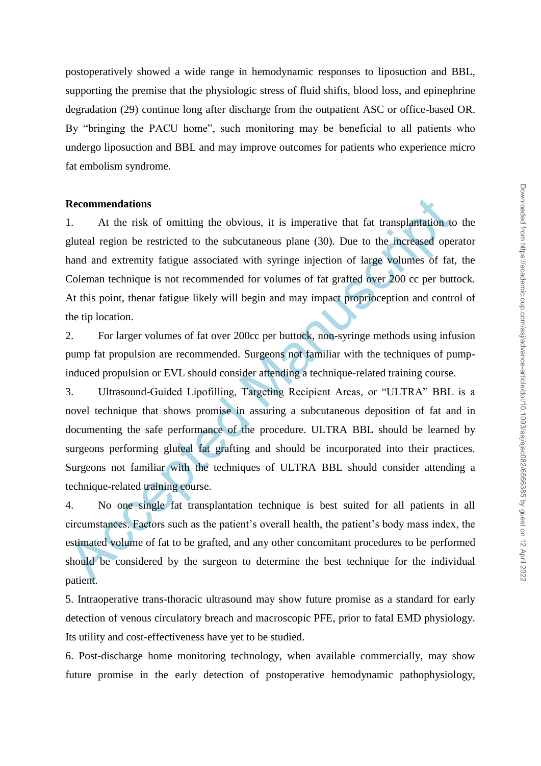postoperatively showed a wide range in hemodynamic responses to liposuction and BBL, supporting the premise that the physiologic stress of fluid shifts, blood loss, and epinephrine degradation (29) continue long after discharge from the outpatient ASC or office-based OR. By "bringing the PACU home", such monitoring may be beneficial to all patients who undergo liposuction and BBL and may improve outcomes for patients who experience micro fat embolism syndrome.

**Recommendations**

1. At the risk of omitting the obvious, it is imperative that fat transplantation to the gluteal region be restricted to the subcutaneous plane (30). Due to the increased operator hand and extremity fatigue associated with syringe injection of large volumes of fat, the Coleman technique is not recommended for volumes of fat grafted over 200 cc per buttock. At this point, thenar fatigue likely will begin and may impact proprioception and control of the tip location.

2. For larger volumes of fat over 200cc per buttock, non-syringe methods using infusion pump fat propulsion are recommended. Surgeons not familiar with the techniques of pump-induced propulsion or EVL should consider attending a technique-related training course.

3. Ultrasound-Guided Lipofilling, Targeting Recipient Areas, or "ULTRA" BBL is a novel technique that shows promise in assuring a subcutaneous deposition of fat and in documenting the safe performance of the procedure. ULTRA BBL should be learned by surgeons performing gluteal fat grafting and should be incorporated into their practices. Surgeons not familiar with the techniques of ULTRA BBL should consider attending a technique-related training course.

4. No one single fat transplantation technique is best suited for all patients in all circumstances. Factors such as the patient's overall health, the patient's body mass index, the estimated volume of fat to be grafted, and any other concomitant procedures to be performed should be considered by the surgeon to determine the best technique for the individual patient.

5. Intraoperative trans-thoracic ultrasound may show future promise as a standard for early detection of venous circulatory breach and macroscopic PFE, prior to fatal EMD physiology. Its utility and cost-effectiveness have yet to be studied.

6. Post-discharge home monitoring technology, when available commercially, may show future promise in the early detection of postoperative hemodynamic pathophysiology,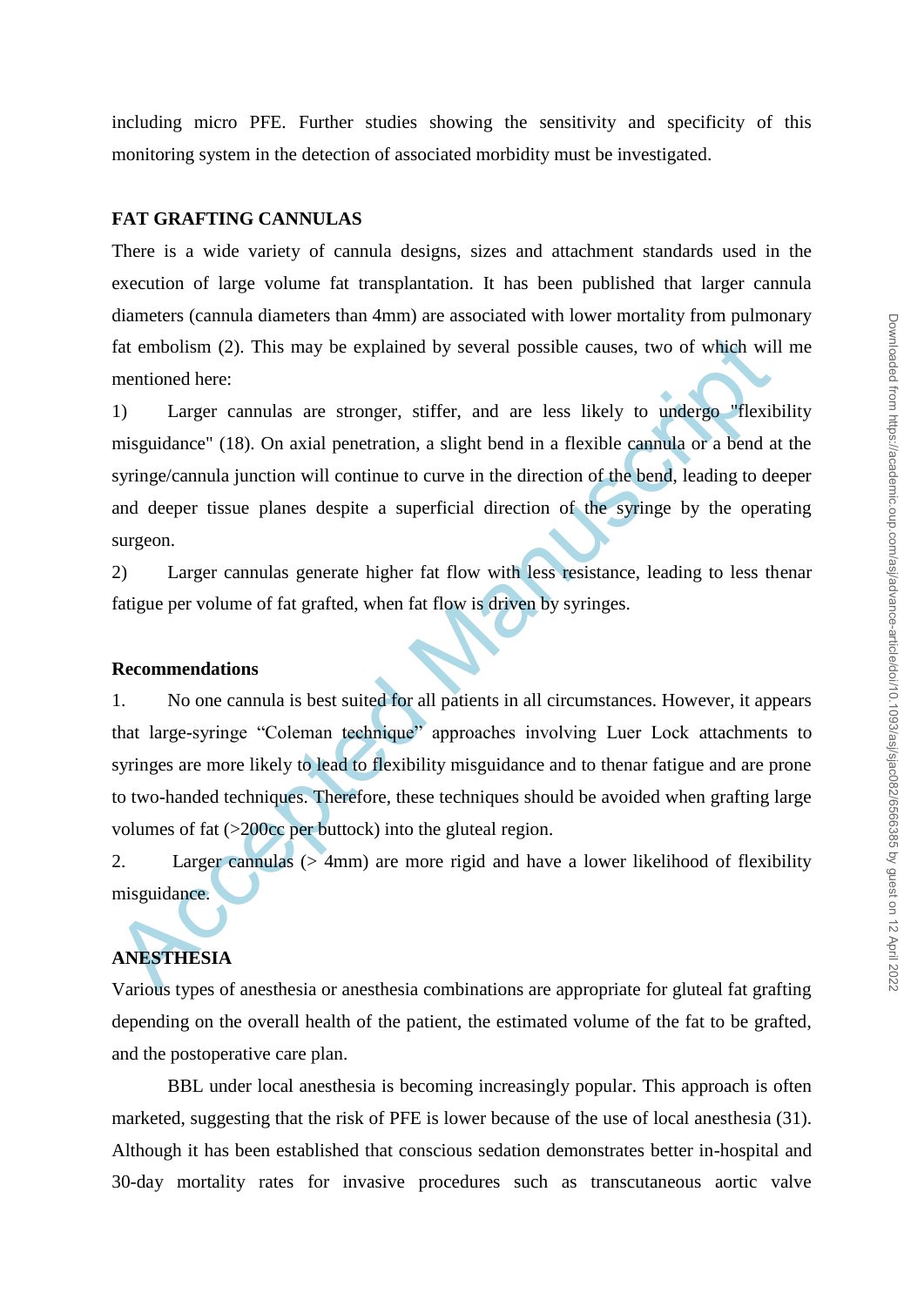including micro PFE. Further studies showing the sensitivity and specificity of this monitoring system in the detection of associated morbidity must be investigated.

## FAT GRAFTING CANNULAS

There is a wide variety of cannula designs, sizes and attachment standards used in the execution of large volume fat transplantation. It has been published that larger cannula diameters (cannula diameters than 4mm) are associated with lower mortality from pulmonary fat embolism (2). This may be explained by several possible causes, two of which will me mentioned here:

1) Larger cannulas are stronger, stiffer, and are less likely to undergo "flexibility misguidance" (18). On axial penetration, a slight bend in a flexible cannula or a bend at the syringe/cannula junction will continue to curve in the direction of the bend, leading to deeper and deeper tissue planes despite a superficial direction of the syringe by the operating surgeon.

2) Larger cannulas generate higher fat flow with less resistance, leading to less thenar fatigue per volume of fat grafted, when fat flow is driven by syringes.

### Recommendations

1. No one cannula is best suited for all patients in all circumstances. However, it appears that large-syringe "Coleman technique" approaches involving Luer Lock attachments to syringes are more likely to lead to flexibility misguidance and to thenar fatigue and are prone to two-handed techniques. Therefore, these techniques should be avoided when grafting large volumes of fat (>200cc per buttock) into the gluteal region.

2. Larger cannulas (> 4mm) are more rigid and have a lower likelihood of flexibility misguidance.

## ANESTHESIA

Various types of anesthesia or anesthesia combinations are appropriate for gluteal fat grafting depending on the overall health of the patient, the estimated volume of the fat to be grafted, and the postoperative care plan.

BBL under local anesthesia is becoming increasingly popular. This approach is often marketed, suggesting that the risk of PFE is lower because of the use of local anesthesia (31). Although it has been established that conscious sedation demonstrates better in-hospital and 30-day mortality rates for invasive procedures such as transcutaneous aortic valve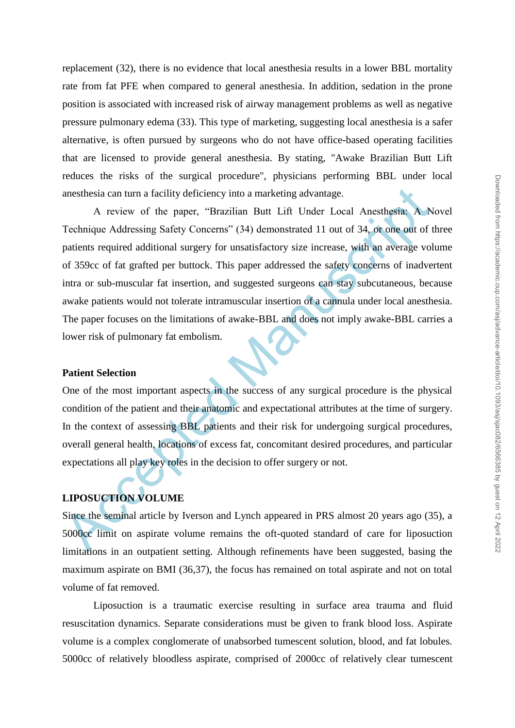replacement (32), there is no evidence that local anesthesia results in a lower BBL mortality rate from fat PFE when compared to general anesthesia. In addition, sedation in the prone position is associated with increased risk of airway management problems as well as negative pressure pulmonary edema (33). This type of marketing, suggesting local anesthesia is a safer alternative, is often pursued by surgeons who do not have office-based operating facilities that are licensed to provide general anesthesia. By stating, "Awake Brazilian Butt Lift reduces the risks of the surgical procedure", physicians performing BBL under local anesthesia can turn a facility deficiency into a marketing advantage.

A review of the paper, "Brazilian Butt Lift Under Local Anesthesia: A Novel Technique Addressing Safety Concerns" (34) demonstrated 11 out of 34, or one out of three patients required additional surgery for unsatisfactory size increase, with an average volume of 359cc of fat grafted per buttock. This paper addressed the safety concerns of inadvertent intra or sub-muscular fat insertion, and suggested surgeons can stay subcutaneous, because awake patients would not tolerate intramuscular insertion of a cannula under local anesthesia. The paper focuses on the limitations of awake-BBL and does not imply awake-BBL carries a lower risk of pulmonary fat embolism.

**Patient Selection**

One of the most important aspects in the success of any surgical procedure is the physical condition of the patient and their anatomic and expectational attributes at the time of surgery. In the context of assessing BBL patients and their risk for undergoing surgical procedures, overall general health, locations of excess fat, concomitant desired procedures, and particular expectations all play key roles in the decision to offer surgery or not.

**LIPOSUCTION VOLUME**

Since the seminal article by Iverson and Lynch appeared in PRS almost 20 years ago (35), a 5000cc limit on aspirate volume remains the oft-quoted standard of care for liposuction limitations in an outpatient setting. Although refinements have been suggested, basing the maximum aspirate on BMI (36,37), the focus has remained on total aspirate and not on total volume of fat removed.

Liposuction is a traumatic exercise resulting in surface area trauma and fluid resuscitation dynamics. Separate considerations must be given to frank blood loss. Aspirate volume is a complex conglomerate of unabsorbed tumescent solution, blood, and fat lobules. 5000cc of relatively bloodless aspirate, comprised of 2000cc of relatively clear tumescent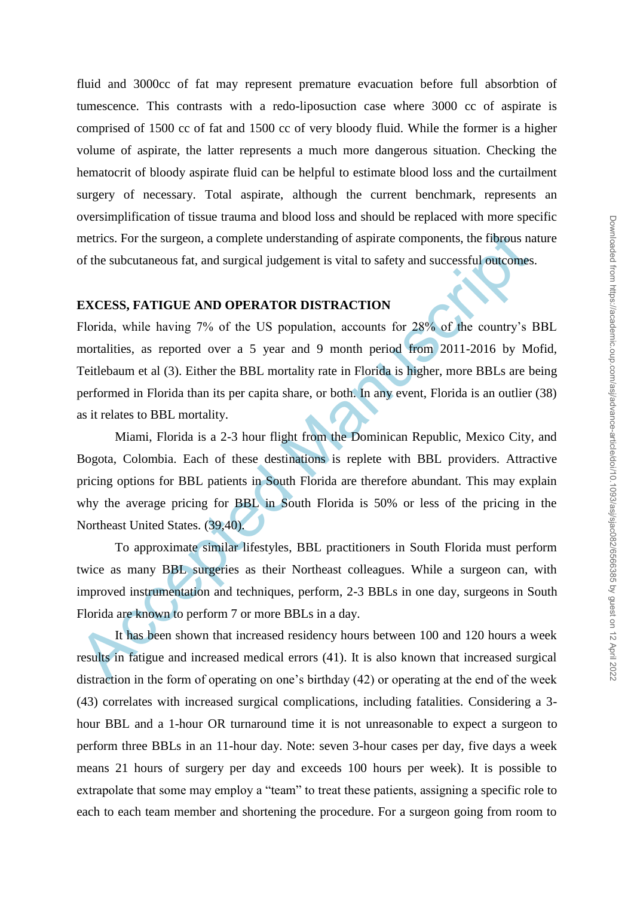fluid and 3000cc of fat may represent premature evacuation before full absorbtion of tumescence. This contrasts with a redo-liposuction case where 3000 cc of aspirate is comprised of 1500 cc of fat and 1500 cc of very bloody fluid. While the former is a higher volume of aspirate, the latter represents a much more dangerous situation. Checking the hematocrit of bloody aspirate fluid can be helpful to estimate blood loss and the curtailment surgery of necessary. Total aspirate, although the current benchmark, represents an oversimplification of tissue trauma and blood loss and should be replaced with more specific metrics. For the surgeon, a complete understanding of aspirate components, the fibrous nature of the subcutaneous fat, and surgical judgement is vital to safety and successful outcomes.

## EXCESS, FATIGUE AND OPERATOR DISTRACTION

Florida, while having 7% of the US population, accounts for 28% of the country's BBL mortalities, as reported over a 5 year and 9 month period from 2011-2016 by Mofid, Teitlebaum et al (3). Either the BBL mortality rate in Florida is higher, more BBLs are being performed in Florida than its per capita share, or both. In any event, Florida is an outlier (38) as it relates to BBL mortality.

Miami, Florida is a 2-3 hour flight from the Dominican Republic, Mexico City, and Bogota, Colombia. Each of these destinations is replete with BBL providers. Attractive pricing options for BBL patients in South Florida are therefore abundant. This may explain why the average pricing for BBL in South Florida is 50% or less of the pricing in the Northeast United States. (39,40).

To approximate similar lifestyles, BBL practitioners in South Florida must perform twice as many BBL surgeries as their Northeast colleagues. While a surgeon can, with improved instrumentation and techniques, perform, 2-3 BBLs in one day, surgeons in South Florida are known to perform 7 or more BBLs in a day.

It has been shown that increased residency hours between 100 and 120 hours a week results in fatigue and increased medical errors (41). It is also known that increased surgical distraction in the form of operating on one's birthday (42) or operating at the end of the week (43) correlates with increased surgical complications, including fatalities. Considering a 3-hour BBL and a 1-hour OR turnaround time it is not unreasonable to expect a surgeon to perform three BBLs in an 11-hour day. Note: seven 3-hour cases per day, five days a week means 21 hours of surgery per day and exceeds 100 hours per week). It is possible to extrapolate that some may employ a "team" to treat these patients, assigning a specific role to each to each team member and shortening the procedure. For a surgeon going from room to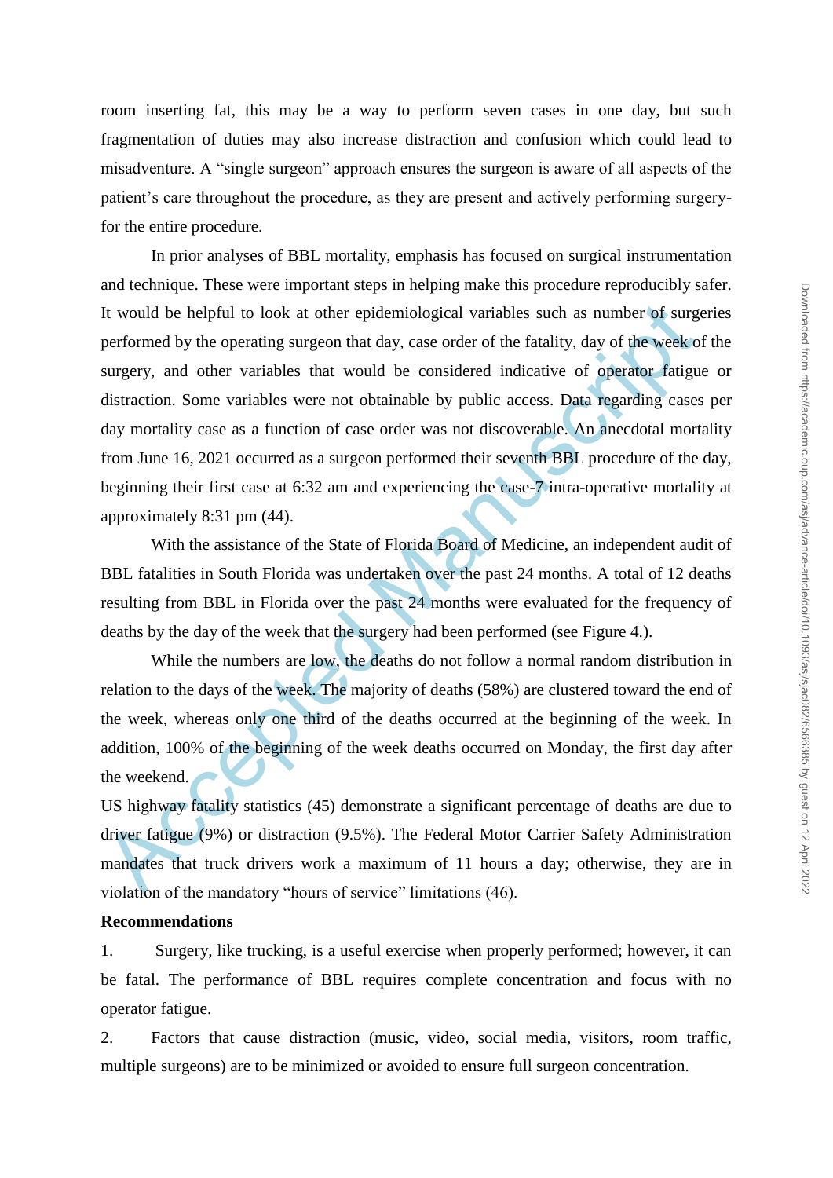room inserting fat, this may be a way to perform seven cases in one day, but such fragmentation of duties may also increase distraction and confusion which could lead to misadventure. A "single surgeon" approach ensures the surgeon is aware of all aspects of the patient's care throughout the procedure, as they are present and actively performing surgery-for the entire procedure.

In prior analyses of BBL mortality, emphasis has focused on surgical instrumentation and technique. These were important steps in helping make this procedure reproducibly safer. It would be helpful to look at other epidemiological variables such as number of surgeries performed by the operating surgeon that day, case order of the fatality, day of the week of the surgery, and other variables that would be considered indicative of operator fatigue or distraction. Some variables were not obtainable by public access. Data regarding cases per day mortality case as a function of case order was not discoverable. An anecdotal mortality from June 16, 2021 occurred as a surgeon performed their seventh BBL procedure of the day, beginning their first case at 6:32 am and experiencing the case-7 intra-operative mortality at approximately 8:31 pm (44).

With the assistance of the State of Florida Board of Medicine, an independent audit of BBL fatalities in South Florida was undertaken over the past 24 months. A total of 12 deaths resulting from BBL in Florida over the past 24 months were evaluated for the frequency of deaths by the day of the week that the surgery had been performed (see Figure 4.).

While the numbers are low, the deaths do not follow a normal random distribution in relation to the days of the week. The majority of deaths (58%) are clustered toward the end of the week, whereas only one third of the deaths occurred at the beginning of the week. In addition, 100% of the beginning of the week deaths occurred on Monday, the first day after the weekend.

US highway fatality statistics (45) demonstrate a significant percentage of deaths are due to driver fatigue (9%) or distraction (9.5%). The Federal Motor Carrier Safety Administration mandates that truck drivers work a maximum of 11 hours a day; otherwise, they are in violation of the mandatory "hours of service" limitations (46).

**Recommendations**

1. Surgery, like trucking, is a useful exercise when properly performed; however, it can be fatal. The performance of BBL requires complete concentration and focus with no operator fatigue.

2. Factors that cause distraction (music, video, social media, visitors, room traffic, multiple surgeons) are to be minimized or avoided to ensure full surgeon concentration.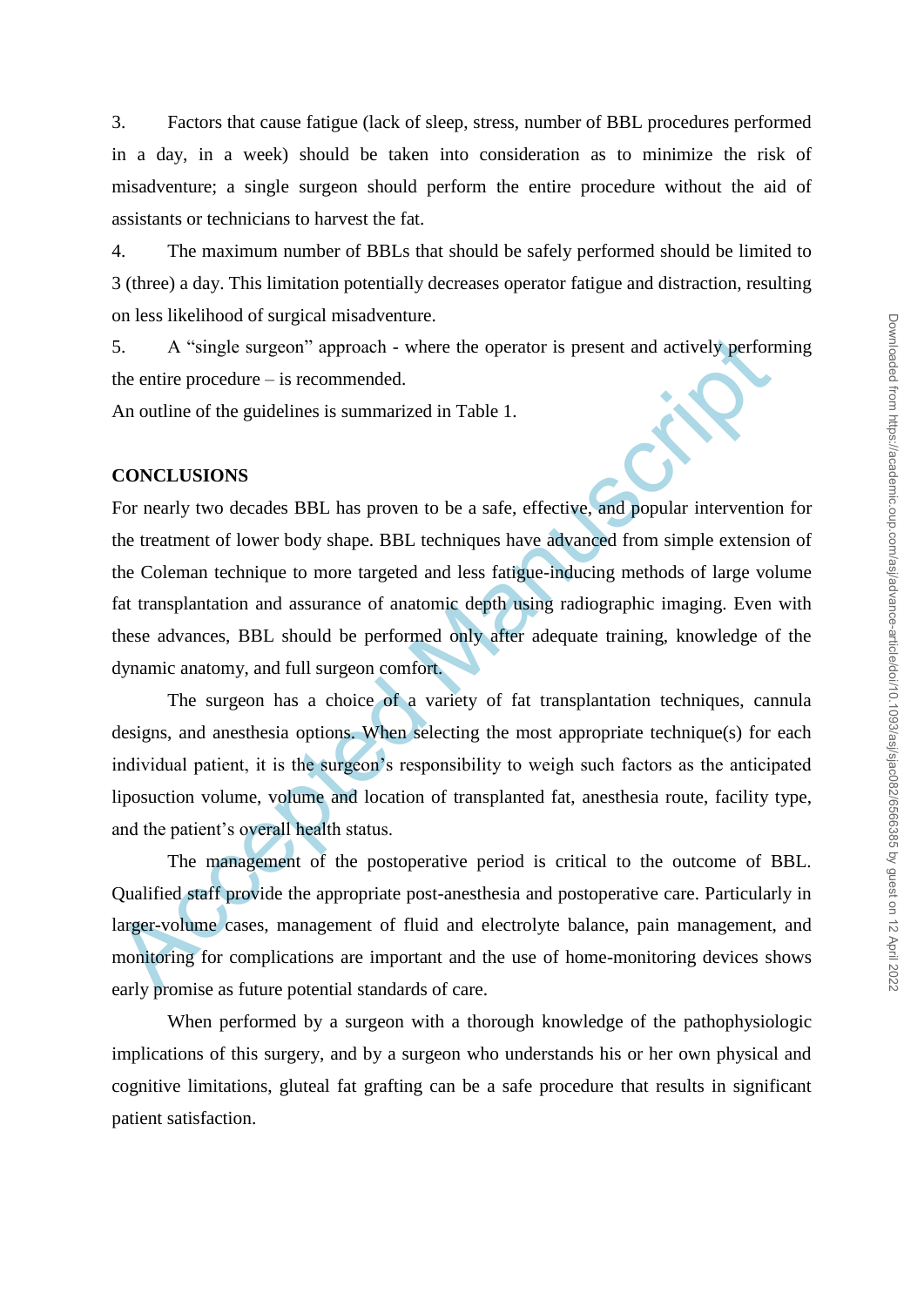3. Factors that cause fatigue (lack of sleep, stress, number of BBL procedures performed in a day, in a week) should be taken into consideration as to minimize the risk of misadventure; a single surgeon should perform the entire procedure without the aid of assistants or technicians to harvest the fat.

4. The maximum number of BBLs that should be safely performed should be limited to 3 (three) a day. This limitation potentially decreases operator fatigue and distraction, resulting on less likelihood of surgical misadventure.

5. A “single surgeon” approach - where the operator is present and actively performing the entire procedure – is recommended.

An outline of the guidelines is summarized in Table 1.

## CONCLUSIONS

For nearly two decades BBL has proven to be a safe, effective, and popular intervention for the treatment of lower body shape. BBL techniques have advanced from simple extension of the Coleman technique to more targeted and less fatigue-inducing methods of large volume fat transplantation and assurance of anatomic depth using radiographic imaging. Even with these advances, BBL should be performed only after adequate training, knowledge of the dynamic anatomy, and full surgeon comfort.

The surgeon has a choice of a variety of fat transplantation techniques, cannula designs, and anesthesia options. When selecting the most appropriate technique(s) for each individual patient, it is the surgeon’s responsibility to weigh such factors as the anticipated liposuction volume, volume and location of transplanted fat, anesthesia route, facility type, and the patient’s overall health status.

The management of the postoperative period is critical to the outcome of BBL. Qualified staff provide the appropriate post-anesthesia and postoperative care. Particularly in larger-volume cases, management of fluid and electrolyte balance, pain management, and monitoring for complications are important and the use of home-monitoring devices shows early promise as future potential standards of care.

When performed by a surgeon with a thorough knowledge of the pathophysiologic implications of this surgery, and by a surgeon who understands his or her own physical and cognitive limitations, gluteal fat grafting can be a safe procedure that results in significant patient satisfaction.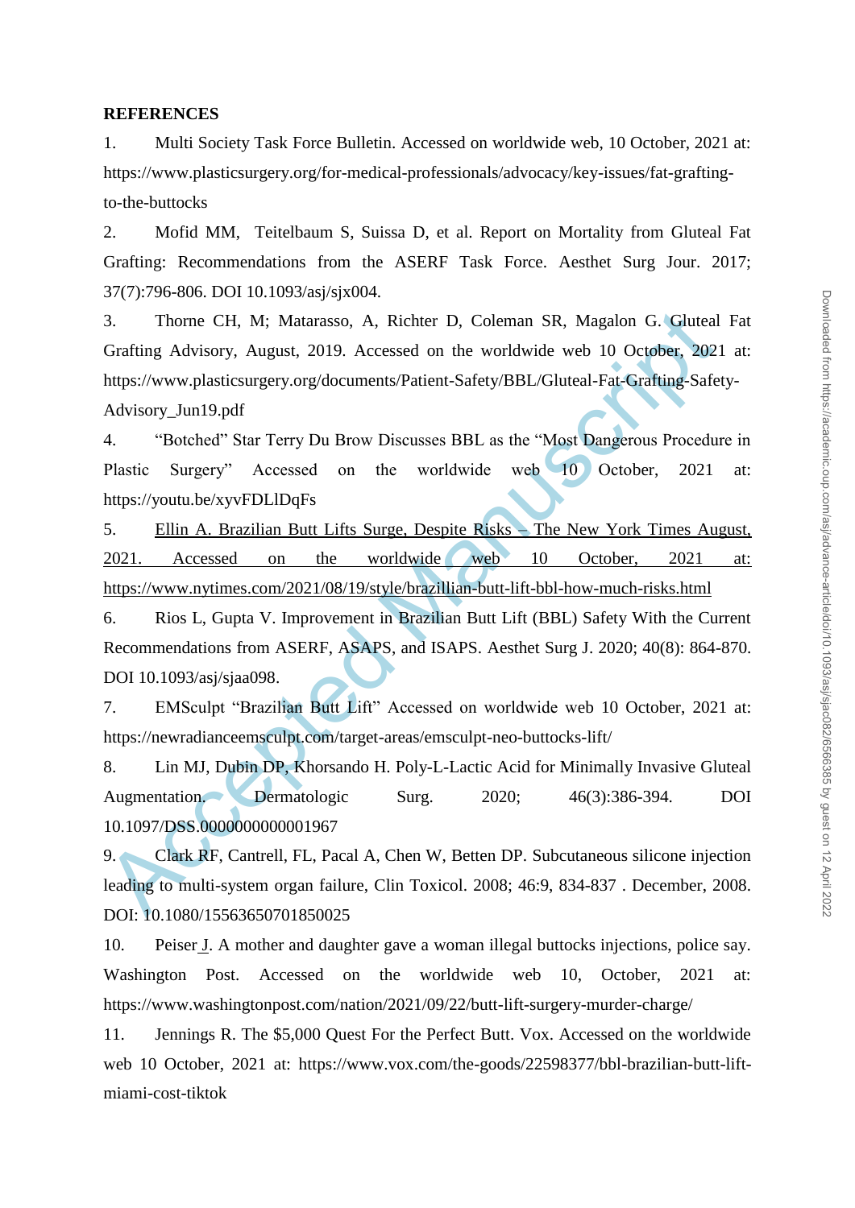**REFERENCES**

1. Multi Society Task Force Bulletin. Accessed on worldwide web, 10 October, 2021 at: https://www.plasticsurgery.org/for-medical-professionals/advocacy/key-issues/fat-grafting-to-the-buttocks

2. Mofid MM, Teitelbaum S, Suissa D, et al. Report on Mortality from Gluteal Fat Grafting: Recommendations from the ASERF Task Force. Aesthet Surg Jour. 2017; 37(7):796-806. DOI 10.1093/asj/sjx004.

3. Thorne CH, M; Matarasso, A, Richter D, Coleman SR, Magalon G. Gluteal Fat Grafting Advisory, August, 2019. Accessed on the worldwide web 10 October, 2021 at: https://www.plasticsurgery.org/documents/Patient-Safety/BBL/Gluteal-Fat-Grafting-Safety-Advisory_Jun19.pdf

4. "Botched" Star Terry Du Brow Discusses BBL as the "Most Dangerous Procedure in Plastic Surgery" Accessed on the worldwide web 10 October, 2021 at: https://youtu.be/xyvFDLlDqFs

5. Ellin A. Brazilian Butt Lifts Surge, Despite Risks – The New York Times August, 2021. Accessed on the worldwide web 10 October, 2021 at: https://www.nytimes.com/2021/08/19/style/brazillian-butt-lift-bbl-how-much-risks.html

6. Rios L, Gupta V. Improvement in Brazilian Butt Lift (BBL) Safety With the Current Recommendations from ASERF, ASAPS, and ISAPS. Aesthet Surg J. 2020; 40(8): 864-870. DOI 10.1093/asj/sjaa098.

7. EMSculpt "Brazilian Butt Lift" Accessed on worldwide web 10 October, 2021 at: https://newradianceemsculpt.com/target-areas/emsculpt-neo-buttocks-lift/

8. Lin MJ, Dubin DP, Khorsando H. Poly-L-Lactic Acid for Minimally Invasive Gluteal Augmentation. Dermatologic Surg. 2020; 46(3):386-394. DOI 10.1097/DSS.0000000000001967

9. Clark RF, Cantrell, FL, Pacal A, Chen W, Betten DP. Subcutaneous silicone injection leading to multi-system organ failure, Clin Toxicol. 2008; 46:9, 834-837 . December, 2008. DOI: 10.1080/15563650701850025

10. Peiser J. A mother and daughter gave a woman illegal buttocks injections, police say. Washington Post. Accessed on the worldwide web 10, October, 2021 at: https://www.washingtonpost.com/nation/2021/09/22/butt-lift-surgery-murder-charge/

11. Jennings R. The $5,000 Quest For the Perfect Butt. Vox. Accessed on the worldwide web 10 October, 2021 at: https://www.vox.com/the-goods/22598377/bbl-brazilian-butt-lift-miami-cost-tiktok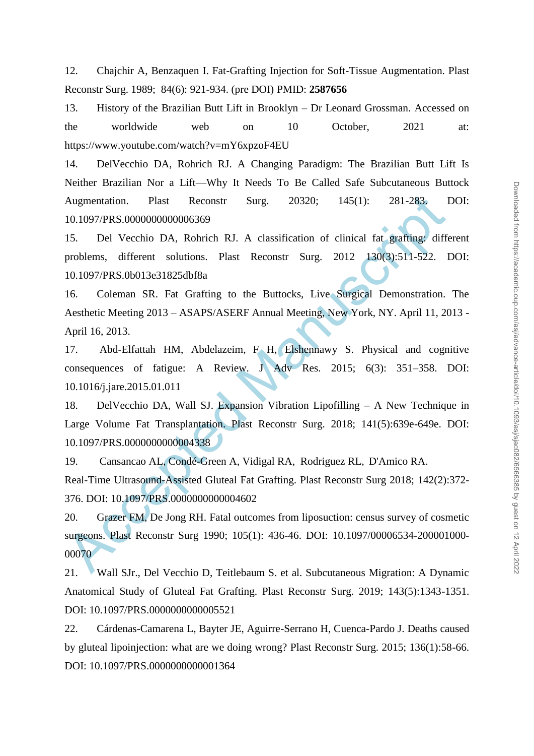12. Chajchir A, Benzaquen I. Fat-Grafting Injection for Soft-Tissue Augmentation. Plast Reconstr Surg. 1989; 84(6): 921-934. (pre DOI) PMID: **2587656**

13. History of the Brazilian Butt Lift in Brooklyn – Dr Leonard Grossman. Accessed on the worldwide web on 10 October, 2021 at: https://www.youtube.com/watch?v=mY6xpzoF4EU

14. DelVecchio DA, Rohrich RJ. A Changing Paradigm: The Brazilian Butt Lift Is Neither Brazilian Nor a Lift—Why It Needs To Be Called Safe Subcutaneous Buttock Augmentation. Plast Reconstr Surg. 20320; 145(1): 281-283. DOI: 10.1097/PRS.0000000000006369

15. Del Vecchio DA, Rohrich RJ. A classification of clinical fat grafting: different problems, different solutions. Plast Reconstr Surg. 2012 130(3):511-522. DOI: 10.1097/PRS.0b013e31825dbf8a

16. Coleman SR. Fat Grafting to the Buttocks, Live Surgical Demonstration. The Aesthetic Meeting 2013 – ASAPS/ASERF Annual Meeting, New York, NY. April 11, 2013 - April 16, 2013.

17. Abd-Elfattah HM, Abdelazeim, F H, Elshennawy S. Physical and cognitive consequences of fatigue: A Review. J Adv Res. 2015; 6(3): 351–358. DOI: 10.1016/j.jare.2015.01.011

18. DelVecchio DA, Wall SJ. Expansion Vibration Lipofilling – A New Technique in Large Volume Fat Transplantation. Plast Reconstr Surg. 2018; 141(5):639e-649e. DOI: 10.1097/PRS.0000000000004338

19. Cansancao AL, Condé-Green A, Vidigal RA, Rodriguez RL, D'Amico RA. Real-Time Ultrasound-Assisted Gluteal Fat Grafting. Plast Reconstr Surg 2018; 142(2):372-376. DOI: 10.1097/PRS.0000000000004602

20. Grazer FM, De Jong RH. Fatal outcomes from liposuction: census survey of cosmetic surgeons. Plast Reconstr Surg 1990; 105(1): 436-46. DOI: 10.1097/00006534-200001000-00070

21. Wall SJr., Del Vecchio D, Teitlebaum S. et al. Subcutaneous Migration: A Dynamic Anatomical Study of Gluteal Fat Grafting. Plast Reconstr Surg. 2019; 143(5):1343-1351. DOI: 10.1097/PRS.0000000000005521

22. Cárdenas-Camarena L, Bayter JE, Aguirre-Serrano H, Cuenca-Pardo J. Deaths caused by gluteal lipoinjection: what are we doing wrong? Plast Reconstr Surg. 2015; 136(1):58-66. DOI: 10.1097/PRS.0000000000001364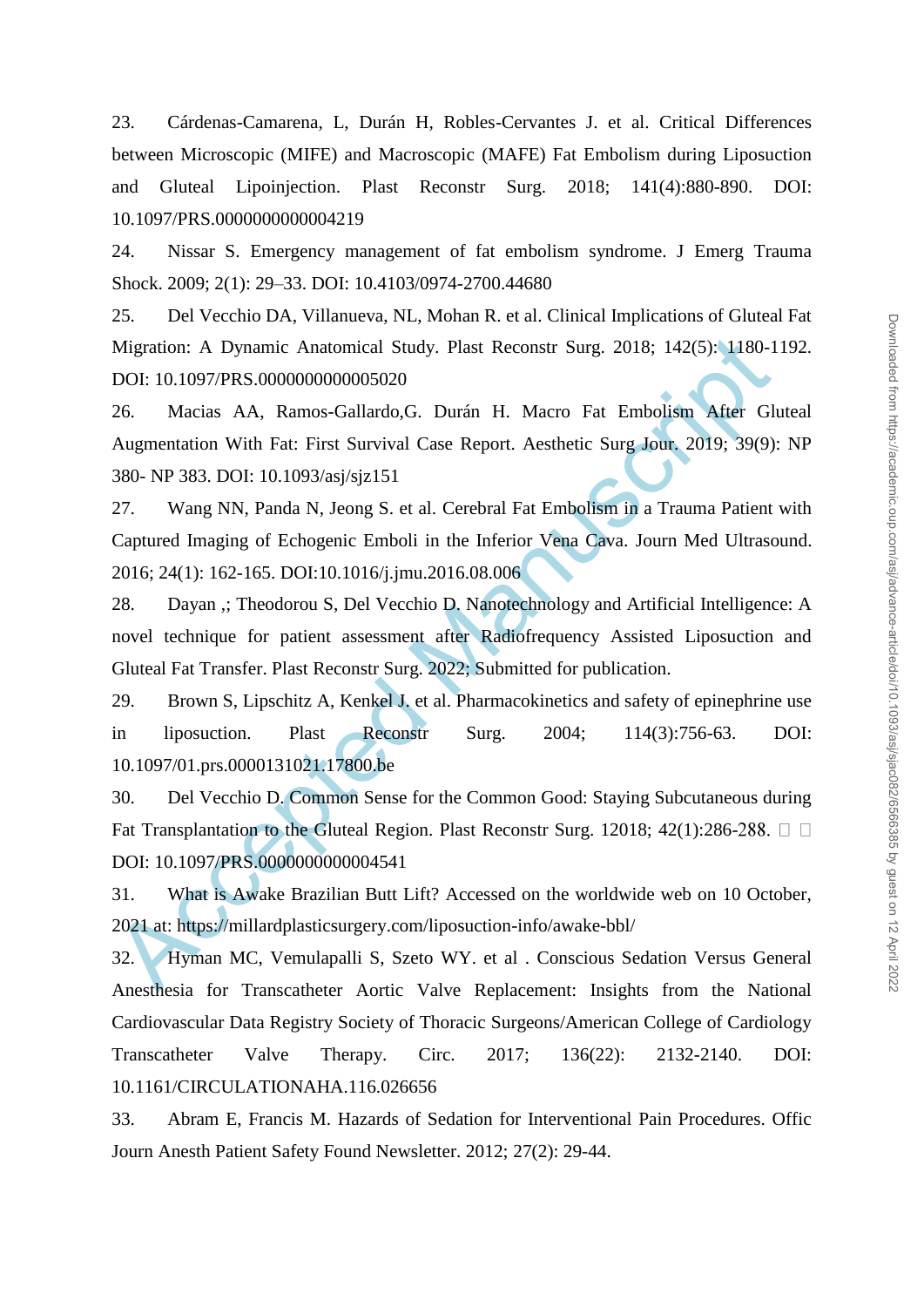23. Cárdenas-Camarena, L, Durán H, Robles-Cervantes J. et al. Critical Differences between Microscopic (MIFE) and Macroscopic (MAFE) Fat Embolism during Liposuction and Gluteal Lipoinjection. Plast Reconstr Surg. 2018; 141(4):880-890. DOI: 10.1097/PRS.0000000000004219

24. Nissar S. Emergency management of fat embolism syndrome. J Emerg Trauma Shock. 2009; 2(1): 29–33. DOI: 10.4103/0974-2700.44680

25. Del Vecchio DA, Villanueva, NL, Mohan R. et al. Clinical Implications of Gluteal Fat Migration: A Dynamic Anatomical Study. Plast Reconstr Surg. 2018; 142(5): 1180-1192. DOI: 10.1097/PRS.0000000000005020

26. Macias AA, Ramos-Gallardo,G. Durán H. Macro Fat Embolism After Gluteal Augmentation With Fat: First Survival Case Report. Aesthetic Surg Jour. 2019; 39(9): NP 380- NP 383. DOI: 10.1093/asj/sjz151

27. Wang NN, Panda N, Jeong S. et al. Cerebral Fat Embolism in a Trauma Patient with Captured Imaging of Echogenic Emboli in the Inferior Vena Cava. Journ Med Ultrasound. 2016; 24(1): 162-165. DOI:10.1016/j.jmu.2016.08.006

28. Dayan ,; Theodorou S, Del Vecchio D. Nanotechnology and Artificial Intelligence: A novel technique for patient assessment after Radiofrequency Assisted Liposuction and Gluteal Fat Transfer. Plast Reconstr Surg. 2022; Submitted for publication.

29. Brown S, Lipschitz A, Kenkel J. et al. Pharmacokinetics and safety of epinephrine use in liposuction. Plast Reconstr Surg. 2004; 114(3):756-63. DOI: 10.1097/01.prs.0000131021.17800.be

30. Del Vecchio D. Common Sense for the Common Good: Staying Subcutaneous during Fat Transplantation to the Gluteal Region. Plast Reconstr Surg. 12018; 42(1):286-288. DOI: 10.1097/PRS.0000000000004541

31. What is Awake Brazilian Butt Lift? Accessed on the worldwide web on 10 October, 2021 at: https://millardplasticsurgery.com/liposuction-info/awake-bbl/

32. Hyman MC, Vemulapalli S, Szeto WY. et al . Conscious Sedation Versus General Anesthesia for Transcatheter Aortic Valve Replacement: Insights from the National Cardiovascular Data Registry Society of Thoracic Surgeons/American College of Cardiology Transcatheter Valve Therapy. Circ. 2017; 136(22): 2132-2140. DOI: 10.1161/CIRCULATIONAHA.116.026656

33. Abram E, Francis M. Hazards of Sedation for Interventional Pain Procedures. Offic Journ Anesth Patient Safety Found Newsletter. 2012; 27(2): 29-44.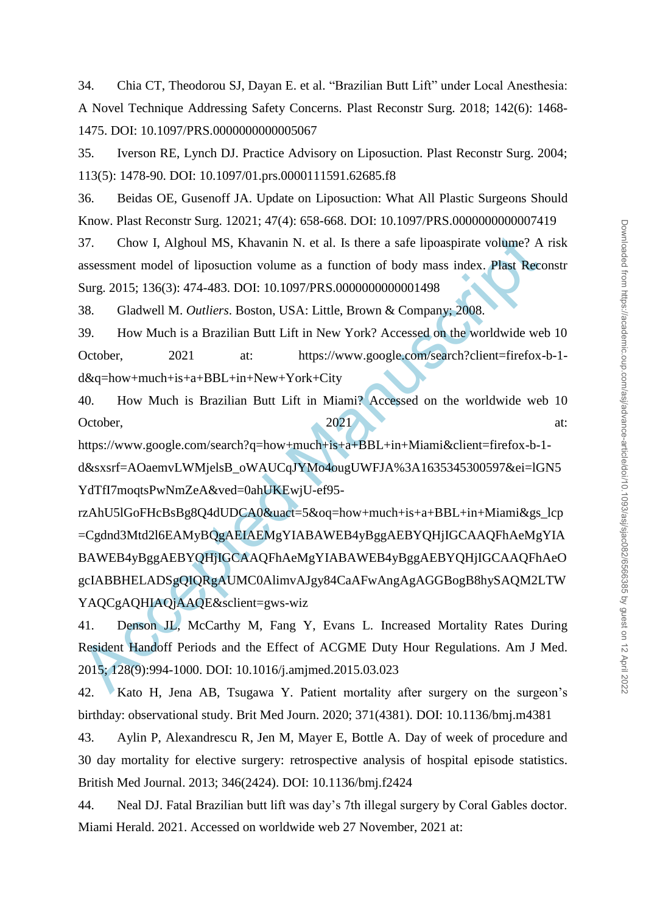34. Chia CT, Theodorou SJ, Dayan E. et al. "Brazilian Butt Lift" under Local Anesthesia: A Novel Technique Addressing Safety Concerns. Plast Reconstr Surg. 2018; 142(6): 1468-1475. DOI: 10.1097/PRS.0000000000005067

35. Iverson RE, Lynch DJ. Practice Advisory on Liposuction. Plast Reconstr Surg. 2004; 113(5): 1478-90. DOI: 10.1097/01.prs.0000111591.62685.f8

36. Beidas OE, Gusenoff JA. Update on Liposuction: What All Plastic Surgeons Should Know. Plast Reconstr Surg. 12021; 47(4): 658-668. DOI: 10.1097/PRS.0000000000007419

37. Chow I, Alghoul MS, Khavanin N. et al. Is there a safe lipoaspirate volume? A risk assessment model of liposuction volume as a function of body mass index. Plast Reconstr Surg. 2015; 136(3): 474-483. DOI: 10.1097/PRS.0000000000001498

38. Gladwell M. *Outliers*. Boston, USA: Little, Brown & Company; 2008.

39. How Much is a Brazilian Butt Lift in New York? Accessed on the worldwide web 10 October, 2021 at: https://www.google.com/search?client=firefox-b-1-d&q=how+much+is+a+BBL+in+New+York+City

40. How Much is Brazilian Butt Lift in Miami? Accessed on the worldwide web 10 October, 2021 at: https://www.google.com/search?q=how+much+is+a+BBL+in+Miami&client=firefox-b-1-d&sxsrf=AOaemvLWMjelsB_oWAUCqJYMo4ougUWFJA%3A1635345300597&ei=lGN5YdTfI7moqtsPwNmZeA&ved=0ahUKEwjU-ef95-rzAhU5lGoFHcBsBg8Q4dUDCA0&uact=5&oq=how+much+is+a+BBL+in+Miami&gs_lcp=Cgdnd3Mtd2l6EAMyBQgAEIAEMgYIABAWEB4yBggAEBYQHjIGCAAQFhAeMgYIABAWEB4yBggAEBYQHjIGCAAQFhAeMgYIABAWEB4yBggAEBYQHjIGCAAQFhAeOgcIABBHELADSgQIQRgAUMC0AlimvAJgy84CaAFwAngAgAGGBogB8hySAQM2LTWYAQCgAQHIAQjAAQE&sclient=gws-wiz

41. Denson JL, McCarthy M, Fang Y, Evans L. Increased Mortality Rates During Resident Handoff Periods and the Effect of ACGME Duty Hour Regulations. Am J Med. 2015; 128(9):994-1000. DOI: 10.1016/j.amjmed.2015.03.023

42. Kato H, Jena AB, Tsugawa Y. Patient mortality after surgery on the surgeon's birthday: observational study. Brit Med Journ. 2020; 371(4381). DOI: 10.1136/bmj.m4381

43. Aylin P, Alexandrescu R, Jen M, Mayer E, Bottle A. Day of week of procedure and 30 day mortality for elective surgery: retrospective analysis of hospital episode statistics. British Med Journal. 2013; 346(2424). DOI: 10.1136/bmj.f2424

44. Neal DJ. Fatal Brazilian butt lift was day's 7th illegal surgery by Coral Gables doctor. Miami Herald. 2021. Accessed on worldwide web 27 November, 2021 at: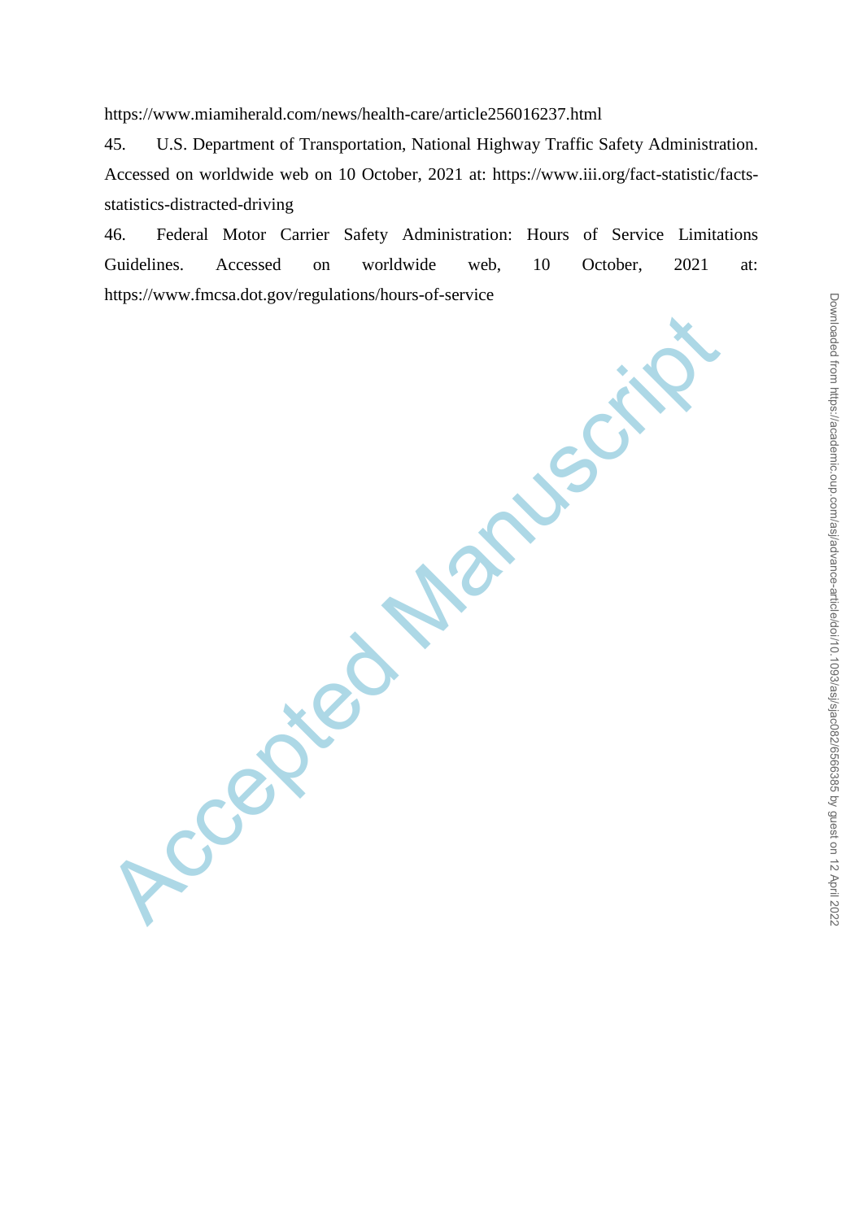https://www.miamiherald.com/news/health-care/article256016237.html

45. U.S. Department of Transportation, National Highway Traffic Safety Administration. Accessed on worldwide web on 10 October, 2021 at: https://www.iii.org/fact-statistic/facts-statistics-distracted-driving

46. Federal Motor Carrier Safety Administration: Hours of Service Limitations Guidelines. Accessed on worldwide web, 10 October, 2021 at: https://www.fmcsa.dot.gov/regulations/hours-of-service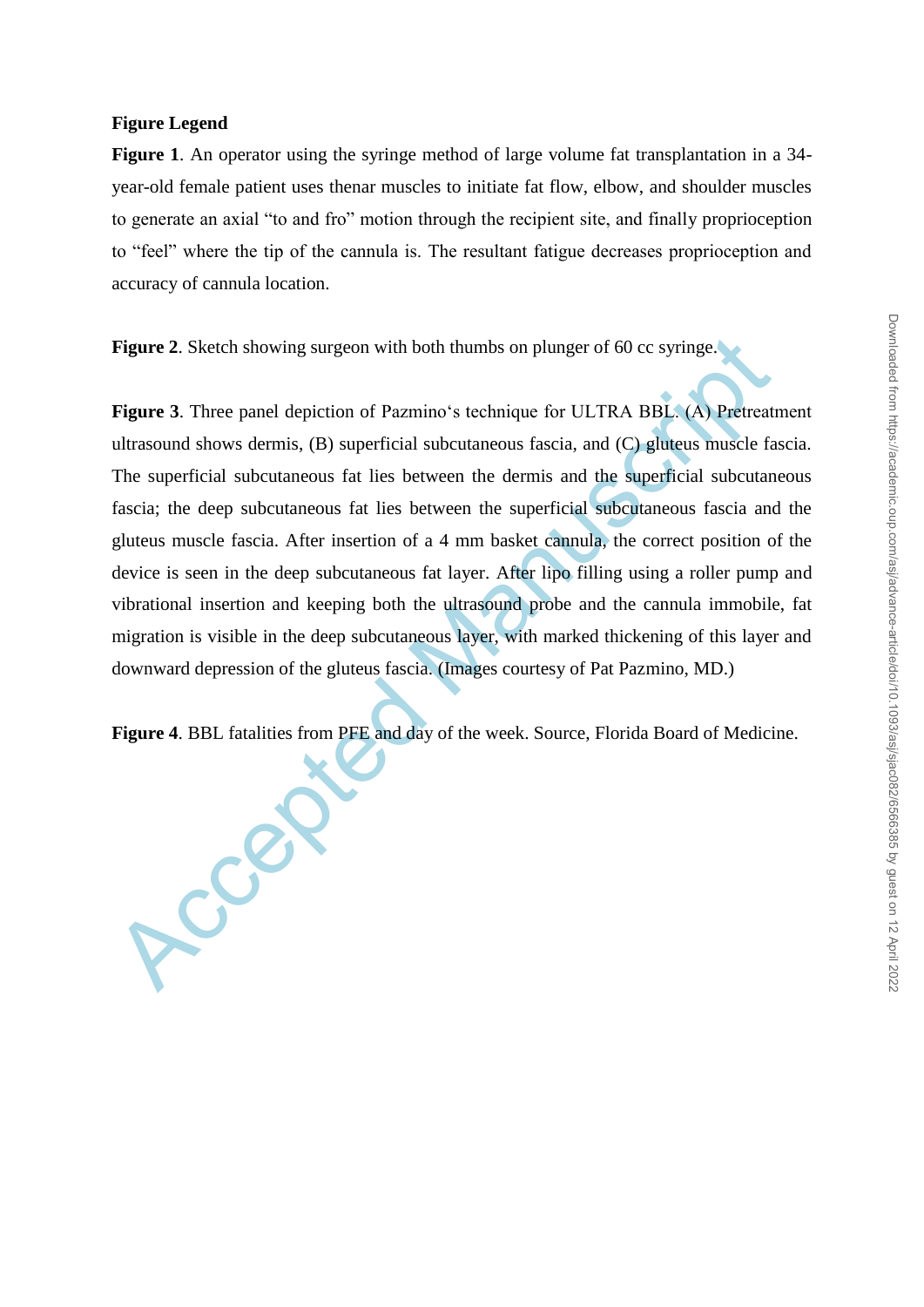**Figure Legend**

**Figure 1**. An operator using the syringe method of large volume fat transplantation in a 34-year-old female patient uses thenar muscles to initiate fat flow, elbow, and shoulder muscles to generate an axial "to and fro" motion through the recipient site, and finally proprioception to "feel" where the tip of the cannula is. The resultant fatigue decreases proprioception and accuracy of cannula location.

**Figure 2**. Sketch showing surgeon with both thumbs on plunger of 60 cc syringe.

**Figure 3**. Three panel depiction of Pazmino's technique for ULTRA BBL. (A) Pretreatment ultrasound shows dermis, (B) superficial subcutaneous fascia, and (C) gluteus muscle fascia. The superficial subcutaneous fat lies between the dermis and the superficial subcutaneous fascia; the deep subcutaneous fat lies between the superficial subcutaneous fascia and the gluteus muscle fascia. After insertion of a 4 mm basket cannula, the correct position of the device is seen in the deep subcutaneous fat layer. After lipo filling using a roller pump and vibrational insertion and keeping both the ultrasound probe and the cannula immobile, fat migration is visible in the deep subcutaneous layer, with marked thickening of this layer and downward depression of the gluteus fascia. (Images courtesy of Pat Pazmino, MD.)

**Figure 4**. BBL fatalities from PFE and day of the week. Source, Florida Board of Medicine.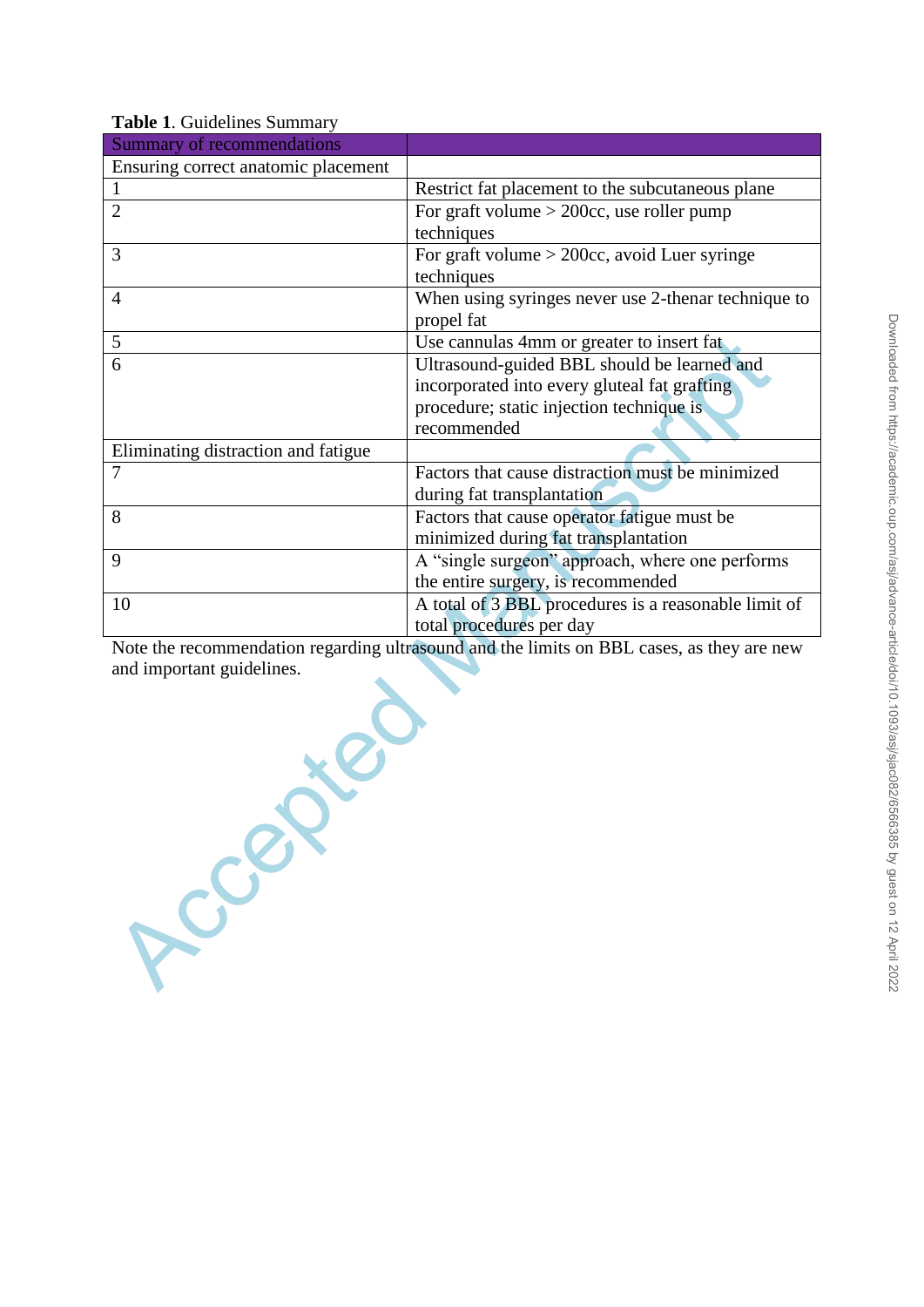**Table 1**. Guidelines Summary

| Summary of recommendations | |
|---|---|
| Ensuring correct anatomic placement | |
| 1 | Restrict fat placement to the subcutaneous plane |
| 2 | For graft volume > 200cc, use roller pump techniques |
| 3 | For graft volume > 200cc, avoid Luer syringe techniques |
| 4 | When using syringes never use 2-thenar technique to propel fat |
| 5 | Use cannulas 4mm or greater to insert fat |
| 6 | Ultrasound-guided BBL should be learned and incorporated into every gluteal fat grafting procedure; static injection technique is recommended |
| Eliminating distraction and fatigue | |
| 7 | Factors that cause distraction must be minimized during fat transplantation |
| 8 | Factors that cause operator fatigue must be minimized during fat transplantation |
| 9 | A "single surgeon" approach, where one performs the entire surgery, is recommended |
| 10 | A total of 3 BBL procedures is a reasonable limit of total procedures per day |

Note the recommendation regarding ultrasound and the limits on BBL cases, as they are new and important guidelines.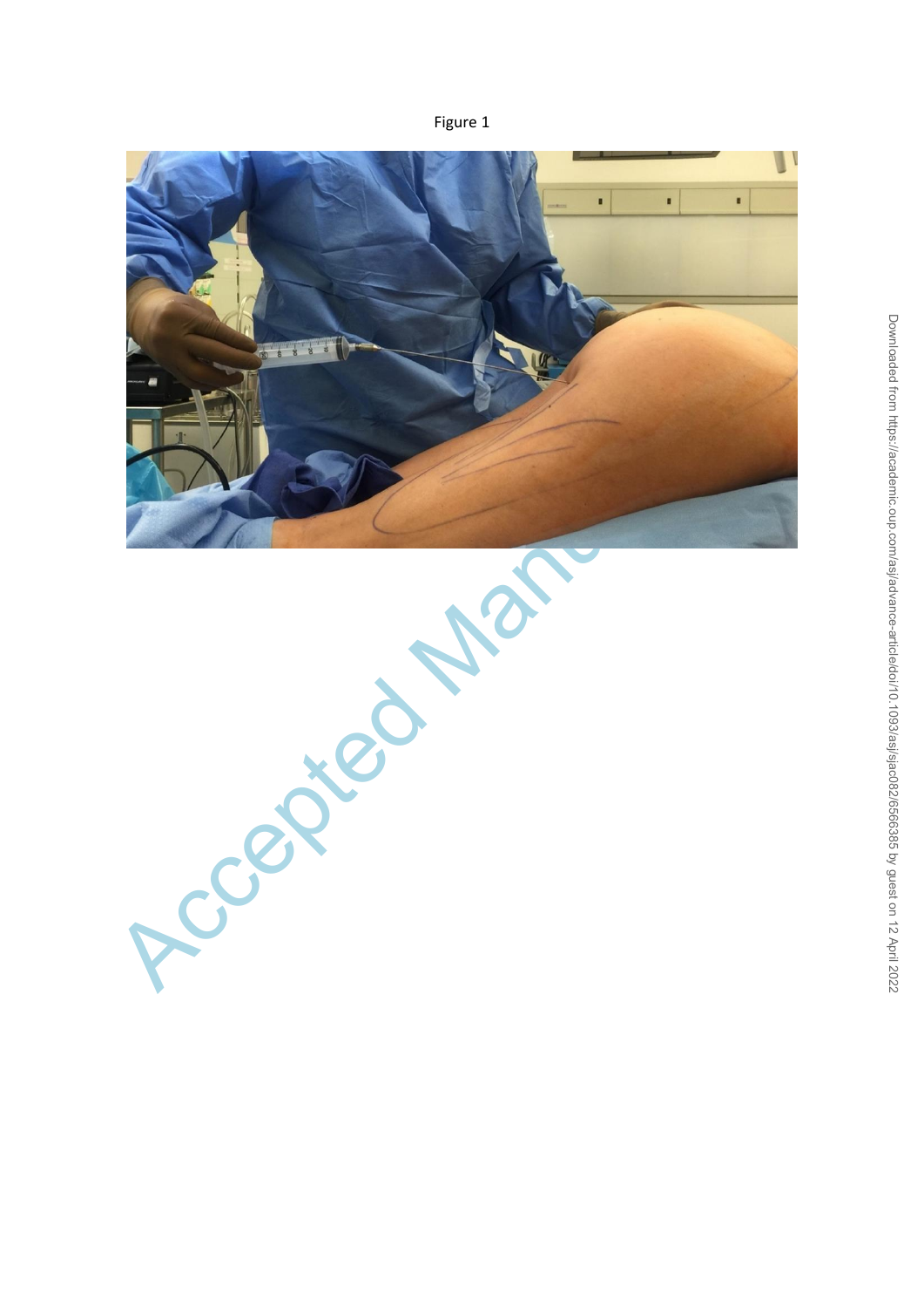Figure 1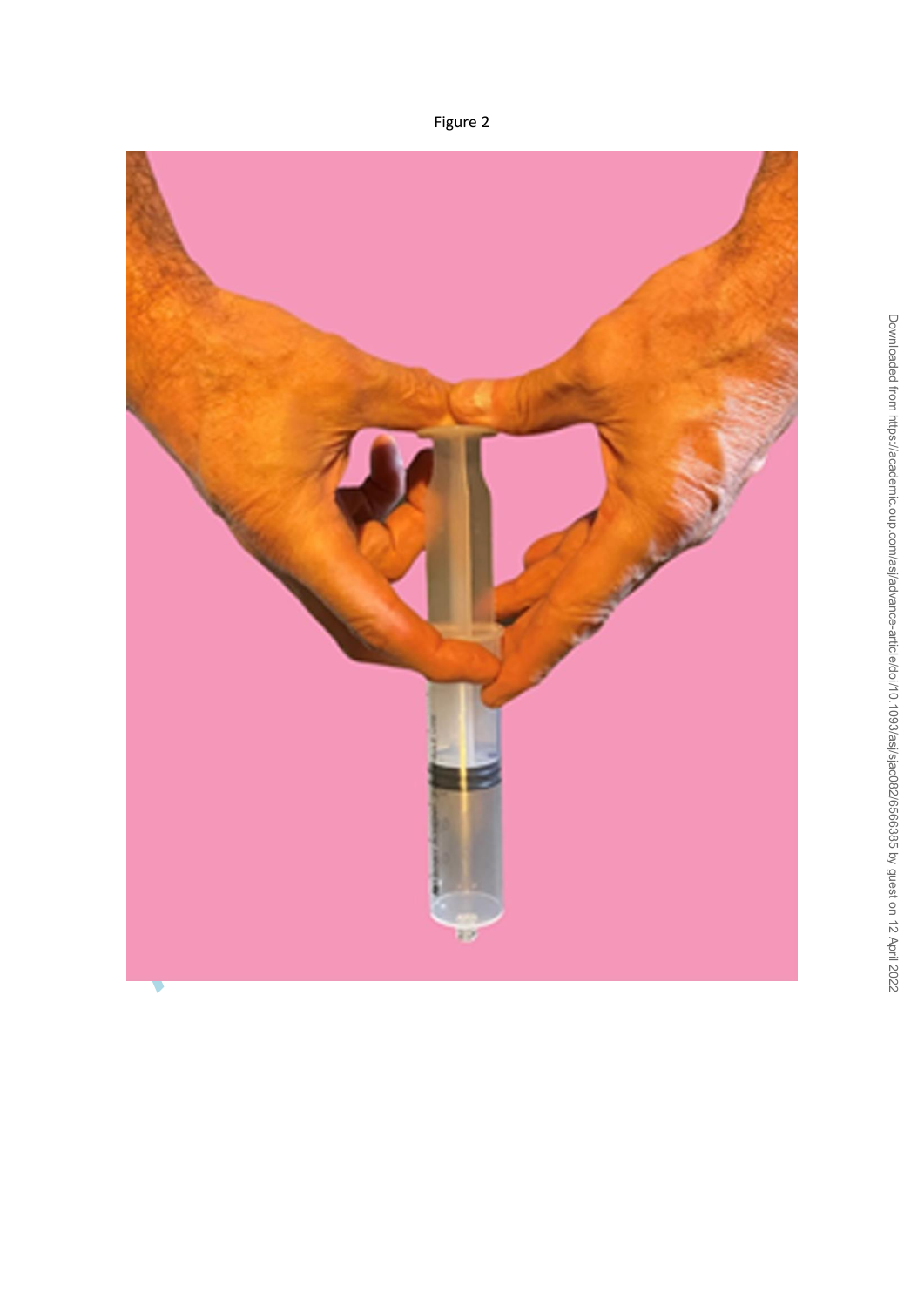Figure 2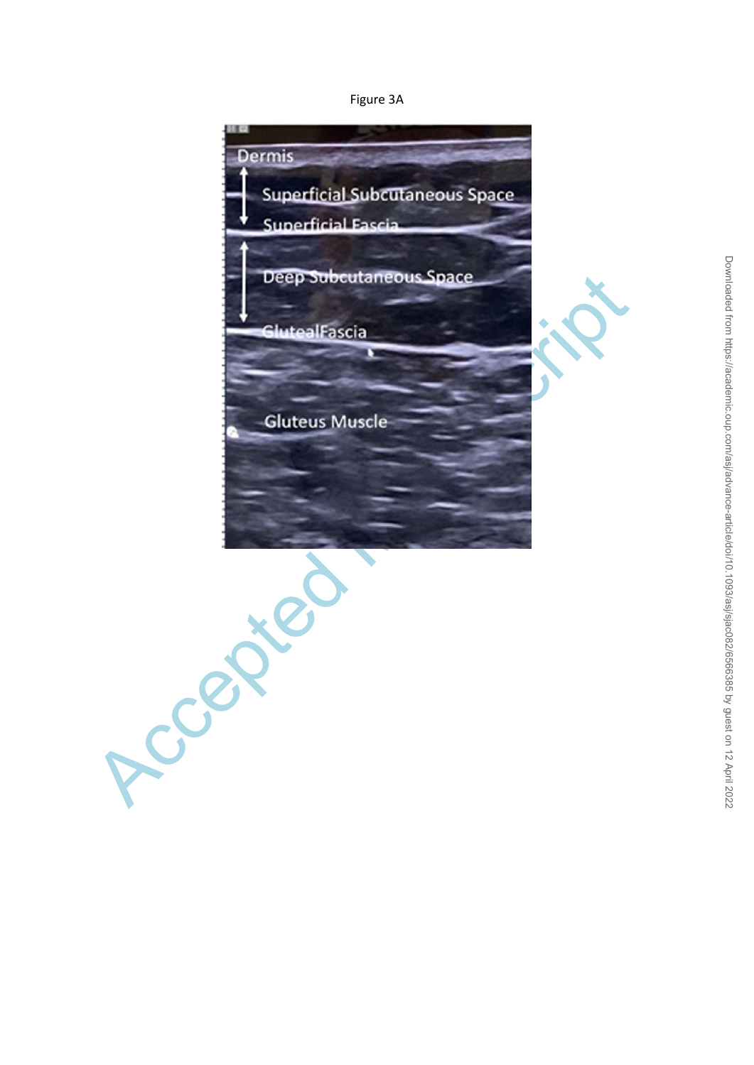Figure 3A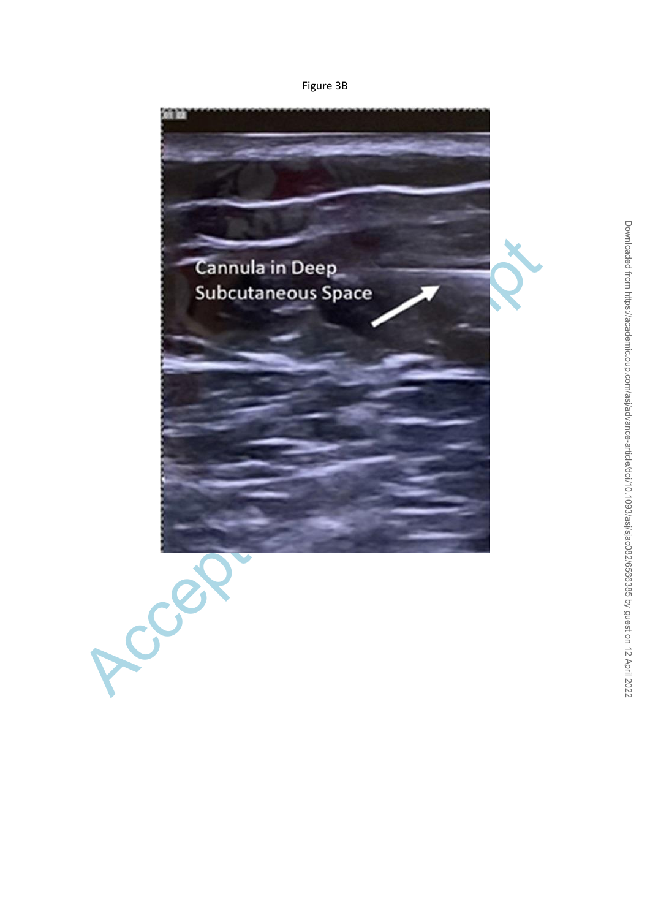Figure 3B

Cannula in Deep Subcutaneous Space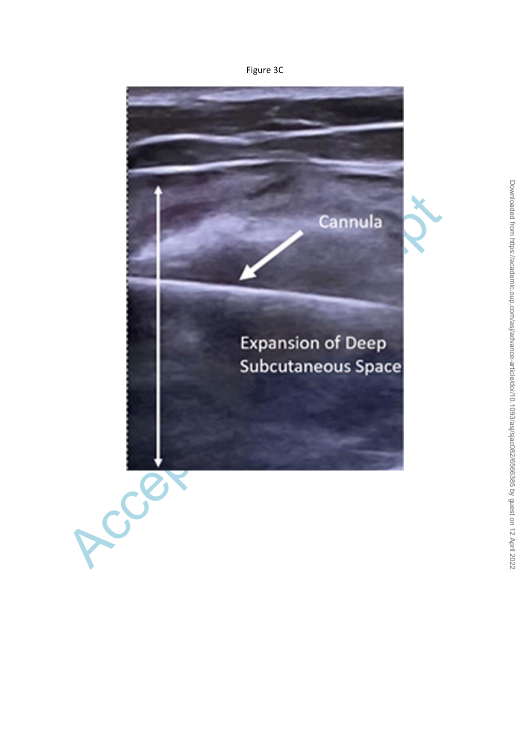Figure 3C

Cannula

Expansion of Deep Subcutaneous Space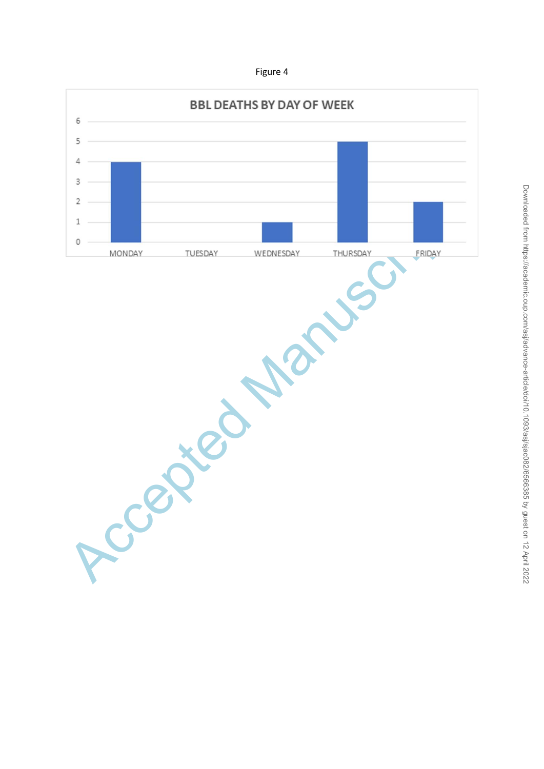Figure 4

BBL DEATHS BY DAY OF WEEK

6
5
4
3
2
1
0

MONDAY
TUESDAY
WEDNESDAY
THURSDAY
FRIDAY